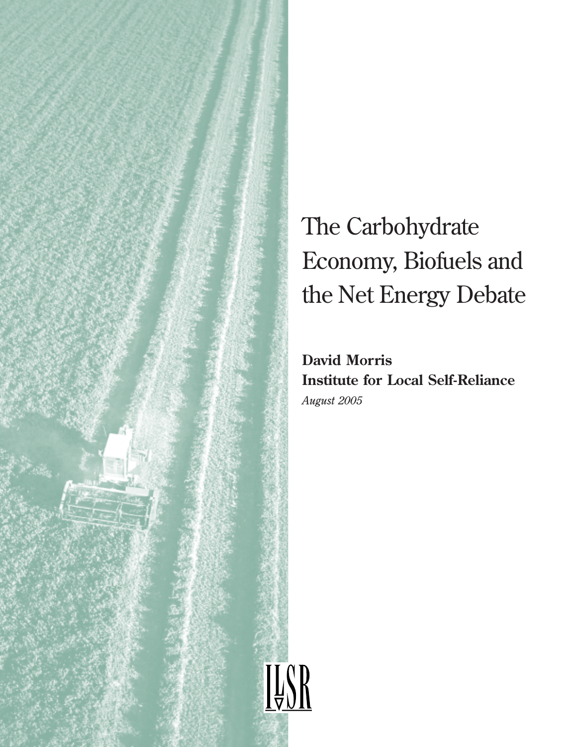# The Carbohydrate Economy, Biofuels and the Net Energy Debate

**David Morris**
**Institute for Local Self-Reliance**
*August 2005*

ILSR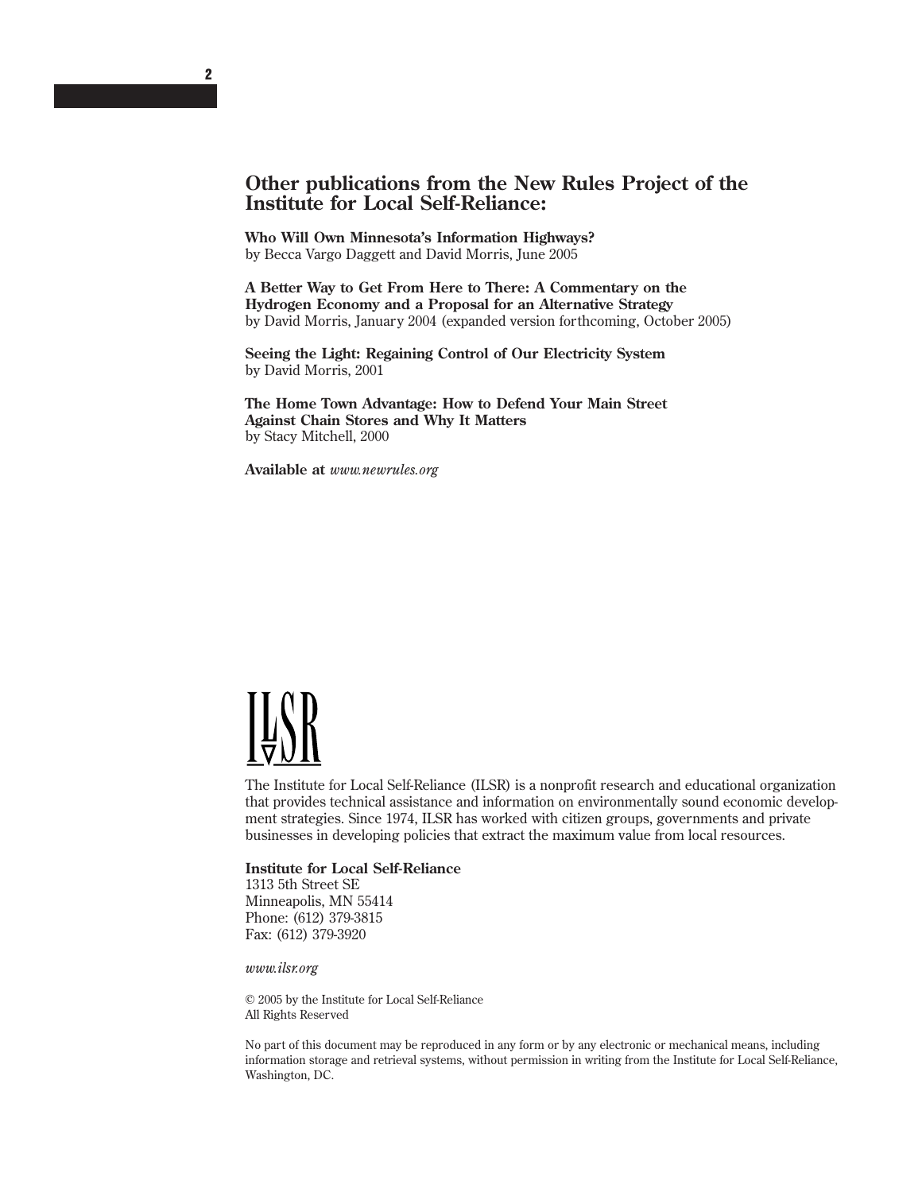## Other publications from the New Rules Project of the Institute for Local Self-Reliance:

**Who Will Own Minnesota's Information Highways?**
by Becca Vargo Daggett and David Morris, June 2005

**A Better Way to Get From Here to There: A Commentary on the Hydrogen Economy and a Proposal for an Alternative Strategy**
by David Morris, January 2004 (expanded version forthcoming, October 2005)

**Seeing the Light: Regaining Control of Our Electricity System**
by David Morris, 2001

**The Home Town Advantage: How to Defend Your Main Street Against Chain Stores and Why It Matters**
by Stacy Mitchell, 2000

**Available at** *www.newrules.org*

ILSR

The Institute for Local Self-Reliance (ILSR) is a nonprofit research and educational organization that provides technical assistance and information on environmentally sound economic development strategies. Since 1974, ILSR has worked with citizen groups, governments and private businesses in developing policies that extract the maximum value from local resources.

**Institute for Local Self-Reliance**
1313 5th Street SE
Minneapolis, MN 55414
Phone: (612) 379-3815
Fax: (612) 379-3920

*www.ilsr.org*

© 2005 by the Institute for Local Self-Reliance
All Rights Reserved

No part of this document may be reproduced in any form or by any electronic or mechanical means, including information storage and retrieval systems, without permission in writing from the Institute for Local Self-Reliance, Washington, DC.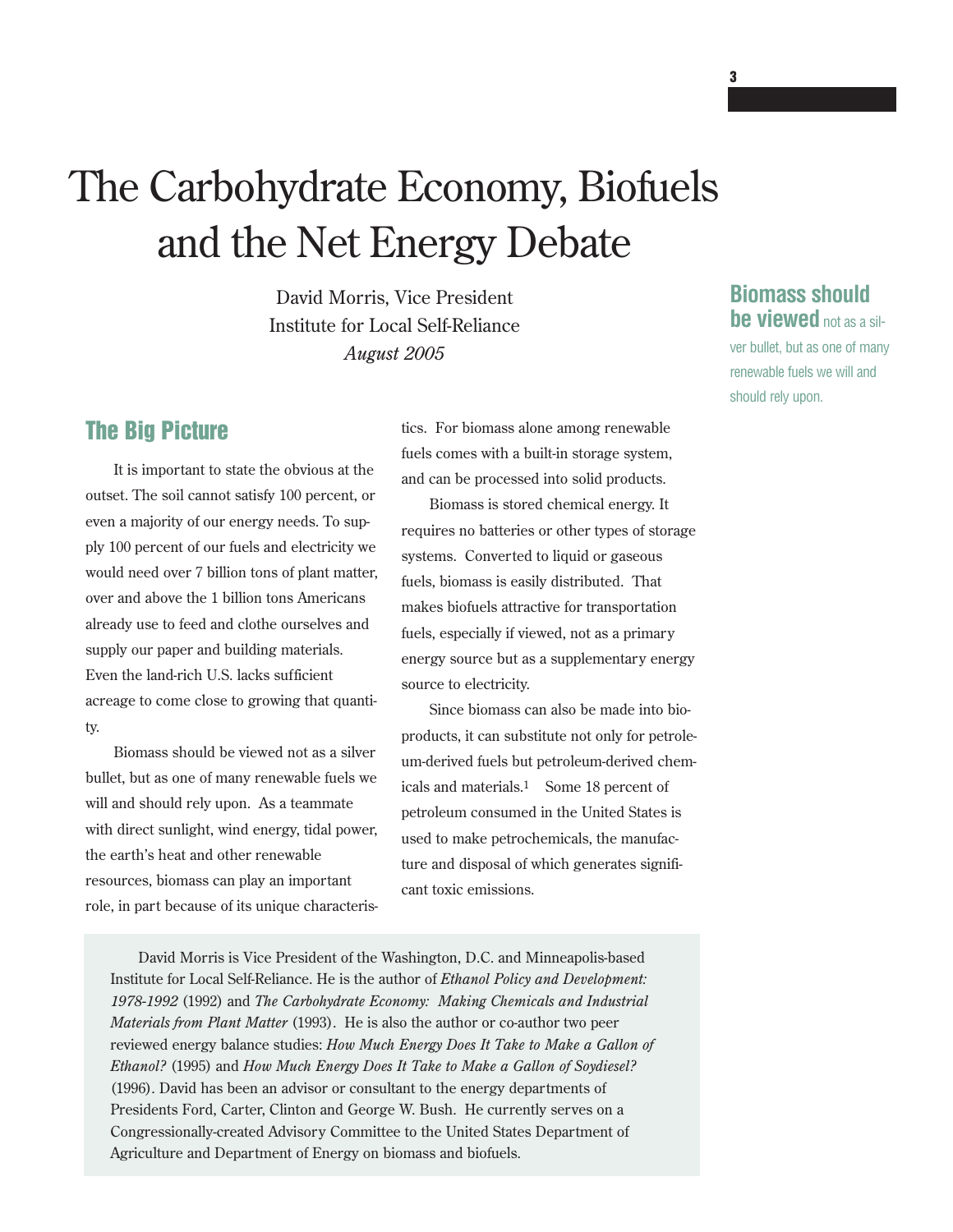# The Carbohydrate Economy, Biofuels and the Net Energy Debate

David Morris, Vice President
Institute for Local Self-Reliance
*August 2005*

**Biomass should be viewed** not as a silver bullet, but as one of many renewable fuels we will and should rely upon.

## The Big Picture

It is important to state the obvious at the outset. The soil cannot satisfy 100 percent, or even a majority of our energy needs. To supply 100 percent of our fuels and electricity we would need over 7 billion tons of plant matter, over and above the 1 billion tons Americans already use to feed and clothe ourselves and supply our paper and building materials. Even the land-rich U.S. lacks sufficient acreage to come close to growing that quantity.

Biomass should be viewed not as a silver bullet, but as one of many renewable fuels we will and should rely upon. As a teammate with direct sunlight, wind energy, tidal power, the earth's heat and other renewable resources, biomass can play an important role, in part because of its unique characteristics. For biomass alone among renewable fuels comes with a built-in storage system, and can be processed into solid products.

Biomass is stored chemical energy. It requires no batteries or other types of storage systems. Converted to liquid or gaseous fuels, biomass is easily distributed. That makes biofuels attractive for transportation fuels, especially if viewed, not as a primary energy source but as a supplementary energy source to electricity.

Since biomass can also be made into bioproducts, it can substitute not only for petroleum-derived fuels but petroleum-derived chemicals and materials.[1] Some 18 percent of petroleum consumed in the United States is used to make petrochemicals, the manufacture and disposal of which generates significant toxic emissions.

David Morris is Vice President of the Washington, D.C. and Minneapolis-based Institute for Local Self-Reliance. He is the author of *Ethanol Policy and Development: 1978-1992* (1992) and *The Carbohydrate Economy: Making Chemicals and Industrial Materials from Plant Matter* (1993). He is also the author or co-author two peer reviewed energy balance studies: *How Much Energy Does It Take to Make a Gallon of Ethanol?* (1995) and *How Much Energy Does It Take to Make a Gallon of Soydiesel?* (1996). David has been an advisor or consultant to the energy departments of Presidents Ford, Carter, Clinton and George W. Bush. He currently serves on a Congressionally-created Advisory Committee to the United States Department of Agriculture and Department of Energy on biomass and biofuels.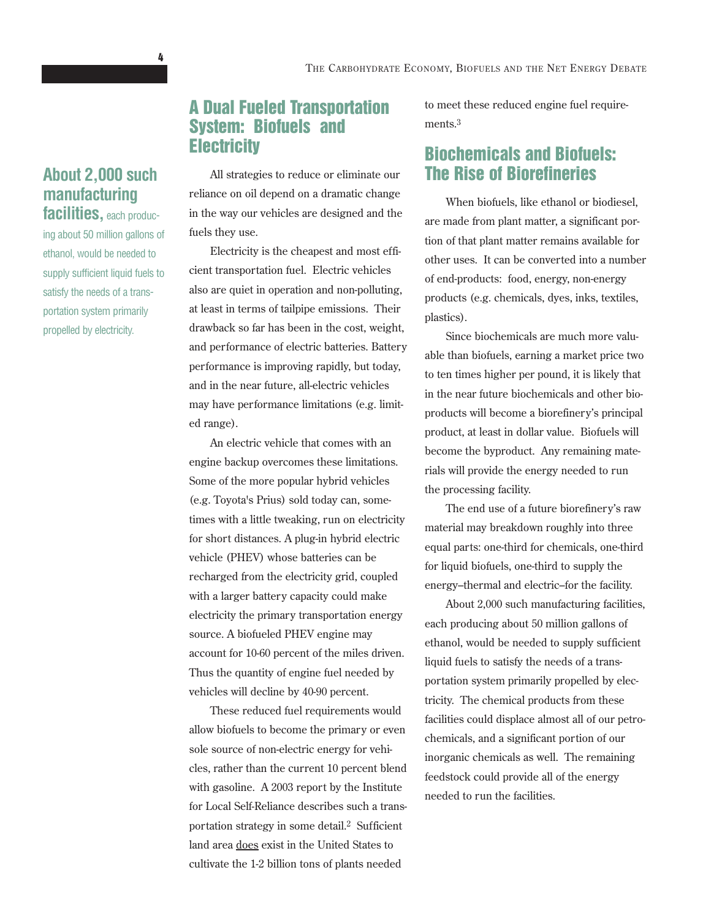> **About 2,000 such manufacturing facilities,** each producing about 50 million gallons of ethanol, would be needed to supply sufficient liquid fuels to satisfy the needs of a transportation system primarily propelled by electricity.

## A Dual Fueled Transportation System: Biofuels and Electricity

All strategies to reduce or eliminate our reliance on oil depend on a dramatic change in the way our vehicles are designed and the fuels they use.

Electricity is the cheapest and most efficient transportation fuel. Electric vehicles also are quiet in operation and non-polluting, at least in terms of tailpipe emissions. Their drawback so far has been in the cost, weight, and performance of electric batteries. Battery performance is improving rapidly, but today, and in the near future, all-electric vehicles may have performance limitations (e.g. limited range).

An electric vehicle that comes with an engine backup overcomes these limitations. Some of the more popular hybrid vehicles (e.g. Toyota's Prius) sold today can, sometimes with a little tweaking, run on electricity for short distances. A plug-in hybrid electric vehicle (PHEV) whose batteries can be recharged from the electricity grid, coupled with a larger battery capacity could make electricity the primary transportation energy source. A biofueled PHEV engine may account for 10-60 percent of the miles driven. Thus the quantity of engine fuel needed by vehicles will decline by 40-90 percent.

These reduced fuel requirements would allow biofuels to become the primary or even sole source of non-electric energy for vehicles, rather than the current 10 percent blend with gasoline. A 2003 report by the Institute for Local Self-Reliance describes such a transportation strategy in some detail.[2] Sufficient land area <u>does</u> exist in the United States to cultivate the 1-2 billion tons of plants needed to meet these reduced engine fuel requirements.[3]

## Biochemicals and Biofuels: The Rise of Biorefineries

When biofuels, like ethanol or biodiesel, are made from plant matter, a significant portion of that plant matter remains available for other uses. It can be converted into a number of end-products: food, energy, non-energy products (e.g. chemicals, dyes, inks, textiles, plastics).

Since biochemicals are much more valuable than biofuels, earning a market price two to ten times higher per pound, it is likely that in the near future biochemicals and other bioproducts will become a biorefinery's principal product, at least in dollar value. Biofuels will become the byproduct. Any remaining materials will provide the energy needed to run the processing facility.

The end use of a future biorefinery's raw material may breakdown roughly into three equal parts: one-third for chemicals, one-third for liquid biofuels, one-third to supply the energy–thermal and electric–for the facility.

About 2,000 such manufacturing facilities, each producing about 50 million gallons of ethanol, would be needed to supply sufficient liquid fuels to satisfy the needs of a transportation system primarily propelled by electricity. The chemical products from these facilities could displace almost all of our petrochemicals, and a significant portion of our inorganic chemicals as well. The remaining feedstock could provide all of the energy needed to run the facilities.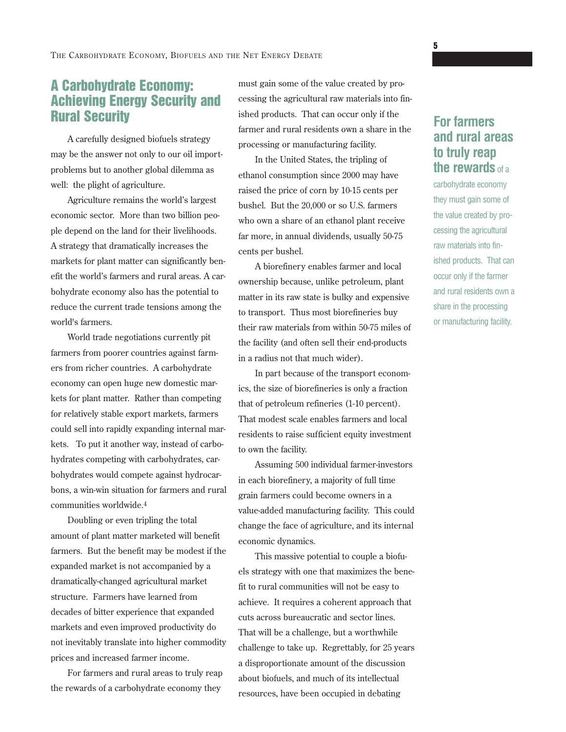## A Carbohydrate Economy: Achieving Energy Security and Rural Security

A carefully designed biofuels strategy may be the answer not only to our oil import-problems but to another global dilemma as well: the plight of agriculture.

Agriculture remains the world's largest economic sector. More than two billion people depend on the land for their livelihoods. A strategy that dramatically increases the markets for plant matter can significantly benefit the world's farmers and rural areas. A carbohydrate economy also has the potential to reduce the current trade tensions among the world's farmers.

World trade negotiations currently pit farmers from poorer countries against farmers from richer countries. A carbohydrate economy can open huge new domestic markets for plant matter. Rather than competing for relatively stable export markets, farmers could sell into rapidly expanding internal markets. To put it another way, instead of carbohydrates competing with carbohydrates, carbohydrates would compete against hydrocarbons, a win-win situation for farmers and rural communities worldwide.[4]

Doubling or even tripling the total amount of plant matter marketed will benefit farmers. But the benefit may be modest if the expanded market is not accompanied by a dramatically-changed agricultural market structure. Farmers have learned from decades of bitter experience that expanded markets and even improved productivity do not inevitably translate into higher commodity prices and increased farmer income.

For farmers and rural areas to truly reap the rewards of a carbohydrate economy they must gain some of the value created by processing the agricultural raw materials into finished products. That can occur only if the farmer and rural residents own a share in the processing or manufacturing facility.

In the United States, the tripling of ethanol consumption since 2000 may have raised the price of corn by 10-15 cents per bushel. But the 20,000 or so U.S. farmers who own a share of an ethanol plant receive far more, in annual dividends, usually 50-75 cents per bushel.

A biorefinery enables farmer and local ownership because, unlike petroleum, plant matter in its raw state is bulky and expensive to transport. Thus most biorefineries buy their raw materials from within 50-75 miles of the facility (and often sell their end-products in a radius not that much wider).

In part because of the transport economics, the size of biorefineries is only a fraction that of petroleum refineries (1-10 percent). That modest scale enables farmers and local residents to raise sufficient equity investment to own the facility.

Assuming 500 individual farmer-investors in each biorefinery, a majority of full time grain farmers could become owners in a value-added manufacturing facility. This could change the face of agriculture, and its internal economic dynamics.

This massive potential to couple a biofuels strategy with one that maximizes the benefit to rural communities will not be easy to achieve. It requires a coherent approach that cuts across bureaucratic and sector lines. That will be a challenge, but a worthwhile challenge to take up. Regrettably, for 25 years a disproportionate amount of the discussion about biofuels, and much of its intellectual resources, have been occupied in debating

> **For farmers and rural areas to truly reap the rewards** of a carbohydrate economy they must gain some of the value created by processing the agricultural raw materials into finished products. That can occur only if the farmer and rural residents own a share in the processing or manufacturing facility.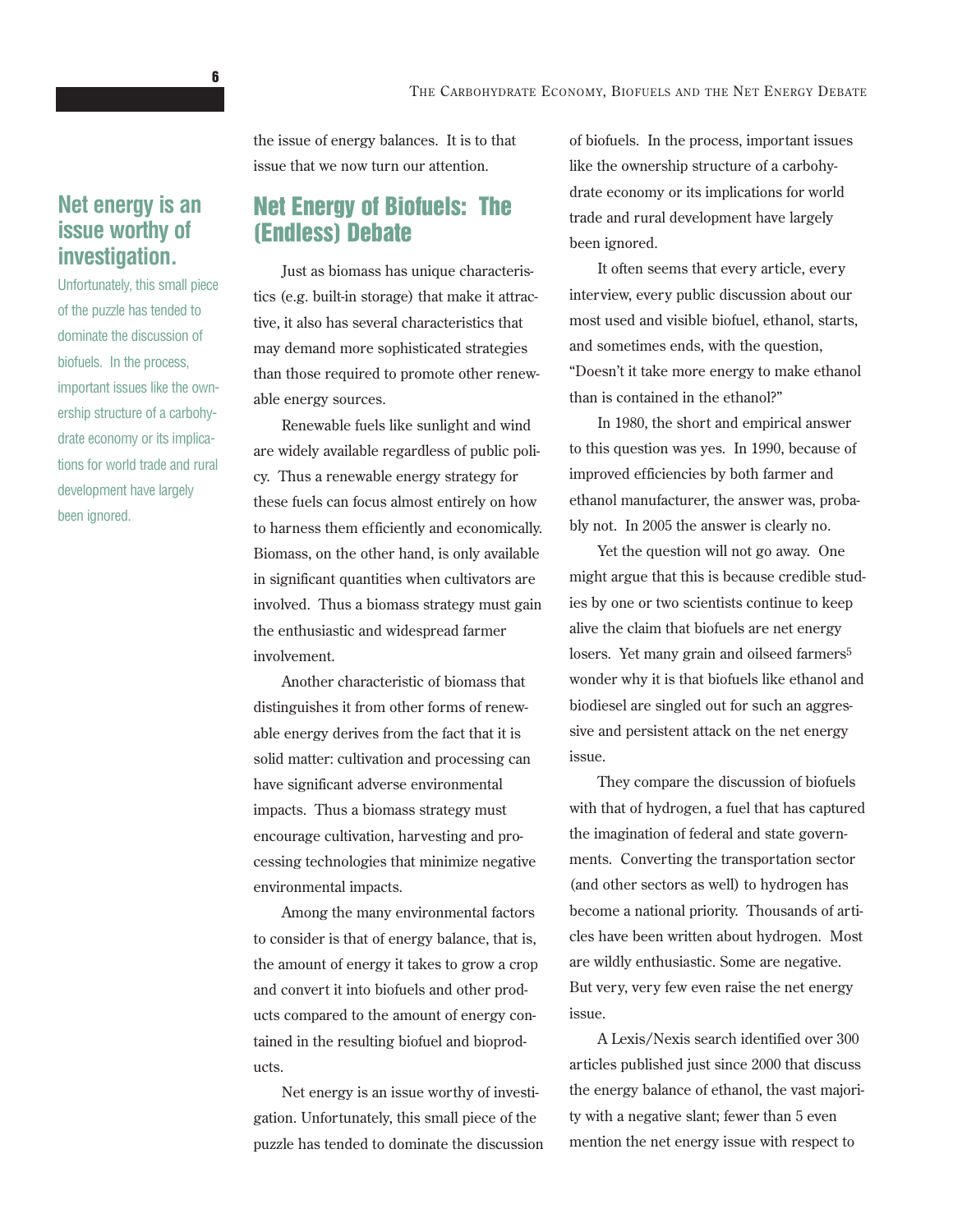the issue of energy balances. It is to that issue that we now turn our attention.

**Net energy is an issue worthy of investigation.**

Unfortunately, this small piece of the puzzle has tended to dominate the discussion of biofuels. In the process, important issues like the ownership structure of a carbohydrate economy or its implications for world trade and rural development have largely been ignored.

## Net Energy of Biofuels: The (Endless) Debate

Just as biomass has unique characteristics (e.g. built-in storage) that make it attractive, it also has several characteristics that may demand more sophisticated strategies than those required to promote other renewable energy sources.

Renewable fuels like sunlight and wind are widely available regardless of public policy. Thus a renewable energy strategy for these fuels can focus almost entirely on how to harness them efficiently and economically. Biomass, on the other hand, is only available in significant quantities when cultivators are involved. Thus a biomass strategy must gain the enthusiastic and widespread farmer involvement.

Another characteristic of biomass that distinguishes it from other forms of renewable energy derives from the fact that it is solid matter: cultivation and processing can have significant adverse environmental impacts. Thus a biomass strategy must encourage cultivation, harvesting and processing technologies that minimize negative environmental impacts.

Among the many environmental factors to consider is that of energy balance, that is, the amount of energy it takes to grow a crop and convert it into biofuels and other products compared to the amount of energy contained in the resulting biofuel and bioproducts.

Net energy is an issue worthy of investigation. Unfortunately, this small piece of the puzzle has tended to dominate the discussion of biofuels. In the process, important issues like the ownership structure of a carbohydrate economy or its implications for world trade and rural development have largely been ignored.

It often seems that every article, every interview, every public discussion about our most used and visible biofuel, ethanol, starts, and sometimes ends, with the question, "Doesn't it take more energy to make ethanol than is contained in the ethanol?"

In 1980, the short and empirical answer to this question was yes. In 1990, because of improved efficiencies by both farmer and ethanol manufacturer, the answer was, probably not. In 2005 the answer is clearly no.

Yet the question will not go away. One might argue that this is because credible studies by one or two scientists continue to keep alive the claim that biofuels are net energy losers. Yet many grain and oilseed farmers[5] wonder why it is that biofuels like ethanol and biodiesel are singled out for such an aggressive and persistent attack on the net energy issue.

They compare the discussion of biofuels with that of hydrogen, a fuel that has captured the imagination of federal and state governments. Converting the transportation sector (and other sectors as well) to hydrogen has become a national priority. Thousands of articles have been written about hydrogen. Most are wildly enthusiastic. Some are negative. But very, very few even raise the net energy issue.

A Lexis/Nexis search identified over 300 articles published just since 2000 that discuss the energy balance of ethanol, the vast majority with a negative slant; fewer than 5 even mention the net energy issue with respect to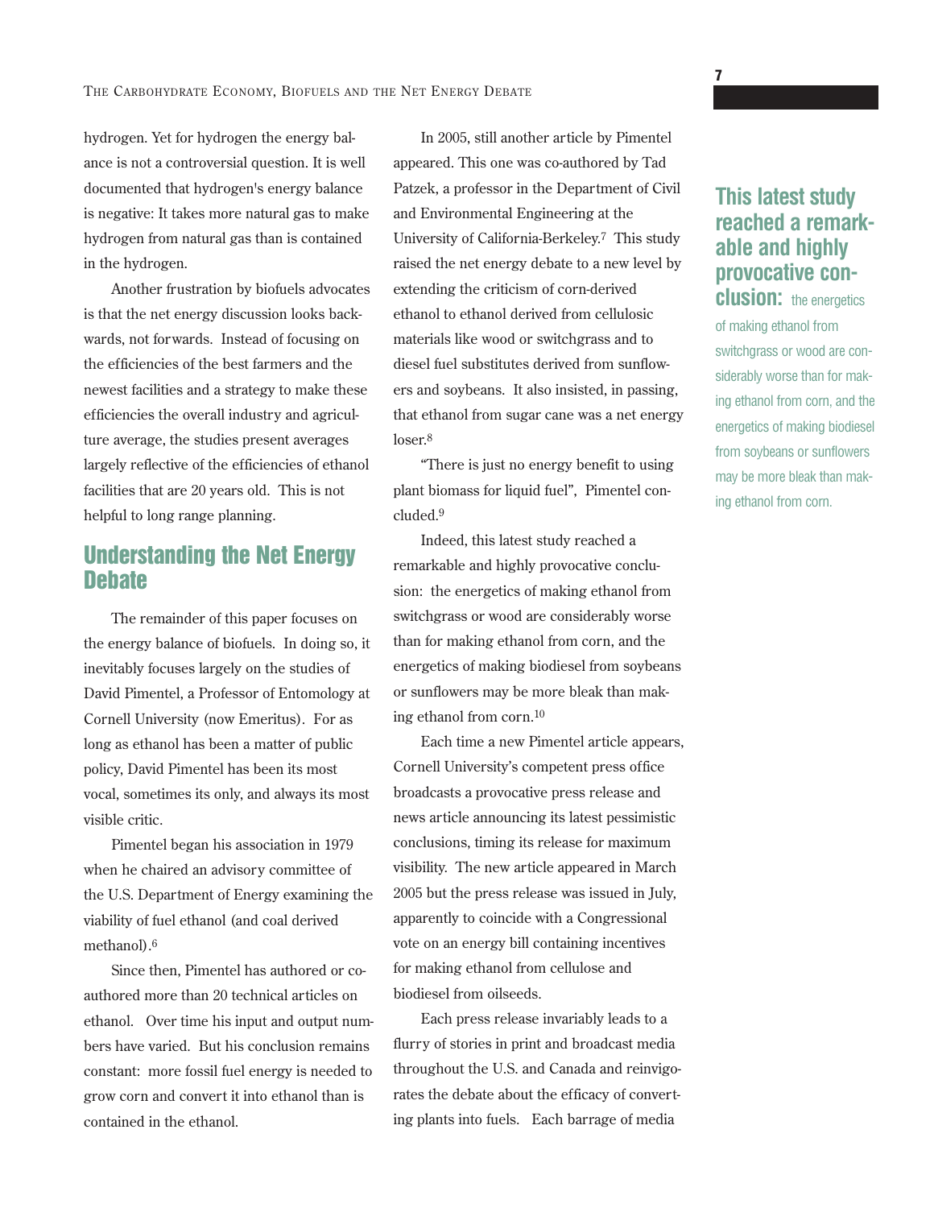hydrogen. Yet for hydrogen the energy balance is not a controversial question. It is well documented that hydrogen's energy balance is negative: It takes more natural gas to make hydrogen from natural gas than is contained in the hydrogen.

Another frustration by biofuels advocates is that the net energy discussion looks backwards, not forwards. Instead of focusing on the efficiencies of the best farmers and the newest facilities and a strategy to make these efficiencies the overall industry and agriculture average, the studies present averages largely reflective of the efficiencies of ethanol facilities that are 20 years old. This is not helpful to long range planning.

## Understanding the Net Energy Debate

The remainder of this paper focuses on the energy balance of biofuels. In doing so, it inevitably focuses largely on the studies of David Pimentel, a Professor of Entomology at Cornell University (now Emeritus). For as long as ethanol has been a matter of public policy, David Pimentel has been its most vocal, sometimes its only, and always its most visible critic.

Pimentel began his association in 1979 when he chaired an advisory committee of the U.S. Department of Energy examining the viability of fuel ethanol (and coal derived methanol).[6]

Since then, Pimentel has authored or co-authored more than 20 technical articles on ethanol. Over time his input and output numbers have varied. But his conclusion remains constant: more fossil fuel energy is needed to grow corn and convert it into ethanol than is contained in the ethanol.

In 2005, still another article by Pimentel appeared. This one was co-authored by Tad Patzek, a professor in the Department of Civil and Environmental Engineering at the University of California-Berkeley.[7] This study raised the net energy debate to a new level by extending the criticism of corn-derived ethanol to ethanol derived from cellulosic materials like wood or switchgrass and to diesel fuel substitutes derived from sunflowers and soybeans. It also insisted, in passing, that ethanol from sugar cane was a net energy loser.[8]

"There is just no energy benefit to using plant biomass for liquid fuel", Pimentel concluded.[9]

Indeed, this latest study reached a remarkable and highly provocative conclusion: the energetics of making ethanol from switchgrass or wood are considerably worse than for making ethanol from corn, and the energetics of making biodiesel from soybeans or sunflowers may be more bleak than making ethanol from corn.[10]

**This latest study reached a remarkable and highly provocative conclusion:** the energetics of making ethanol from switchgrass or wood are considerably worse than for making ethanol from corn, and the energetics of making biodiesel from soybeans or sunflowers may be more bleak than making ethanol from corn.

Each time a new Pimentel article appears, Cornell University's competent press office broadcasts a provocative press release and news article announcing its latest pessimistic conclusions, timing its release for maximum visibility. The new article appeared in March 2005 but the press release was issued in July, apparently to coincide with a Congressional vote on an energy bill containing incentives for making ethanol from cellulose and biodiesel from oilseeds.

Each press release invariably leads to a flurry of stories in print and broadcast media throughout the U.S. and Canada and reinvigorates the debate about the efficacy of converting plants into fuels. Each barrage of media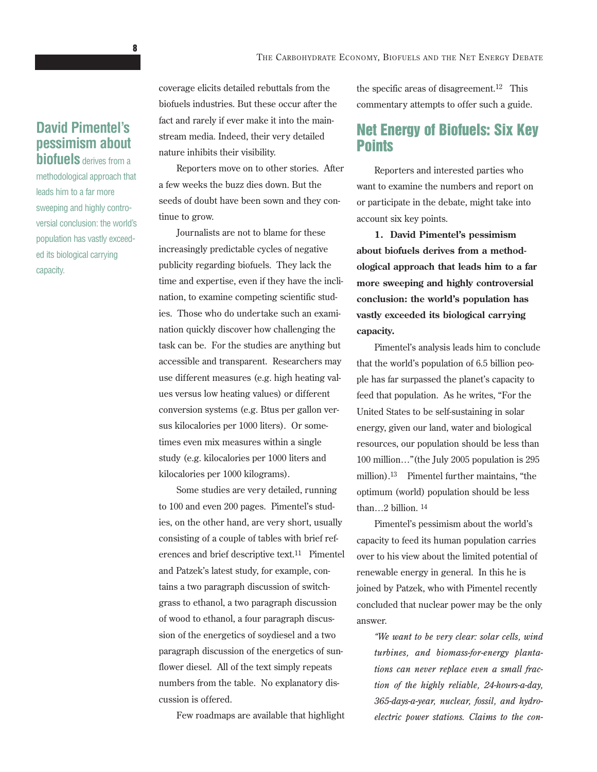**David Pimentel's pessimism about biofuels** derives from a methodological approach that leads him to a far more sweeping and highly controversial conclusion: the world's population has vastly exceeded its biological carrying capacity.

coverage elicits detailed rebuttals from the biofuels industries. But these occur after the fact and rarely if ever make it into the mainstream media. Indeed, their very detailed nature inhibits their visibility.

Reporters move on to other stories. After a few weeks the buzz dies down. But the seeds of doubt have been sown and they continue to grow.

Journalists are not to blame for these increasingly predictable cycles of negative publicity regarding biofuels. They lack the time and expertise, even if they have the inclination, to examine competing scientific studies. Those who do undertake such an examination quickly discover how challenging the task can be. For the studies are anything but accessible and transparent. Researchers may use different measures (e.g. high heating values versus low heating values) or different conversion systems (e.g. Btus per gallon versus kilocalories per 1000 liters). Or sometimes even mix measures within a single study (e.g. kilocalories per 1000 liters and kilocalories per 1000 kilograms).

Some studies are very detailed, running to 100 and even 200 pages. Pimentel's studies, on the other hand, are very short, usually consisting of a couple of tables with brief references and brief descriptive text.[11] Pimentel and Patzek's latest study, for example, contains a two paragraph discussion of switchgrass to ethanol, a two paragraph discussion of wood to ethanol, a four paragraph discussion of the energetics of soydiesel and a two paragraph discussion of the energetics of sunflower diesel. All of the text simply repeats numbers from the table. No explanatory discussion is offered.

Few roadmaps are available that highlight the specific areas of disagreement.[12] This commentary attempts to offer such a guide.

## Net Energy of Biofuels: Six Key Points

Reporters and interested parties who want to examine the numbers and report on or participate in the debate, might take into account six key points.

**1. David Pimentel's pessimism about biofuels derives from a methodological approach that leads him to a far more sweeping and highly controversial conclusion: the world's population has vastly exceeded its biological carrying capacity.**

Pimentel's analysis leads him to conclude that the world's population of 6.5 billion people has far surpassed the planet's capacity to feed that population. As he writes, "For the United States to be self-sustaining in solar energy, given our land, water and biological resources, our population should be less than 100 million…"(the July 2005 population is 295 million).[13] Pimentel further maintains, "the optimum (world) population should be less than…2 billion.[14]

Pimentel's pessimism about the world's capacity to feed its human population carries over to his view about the limited potential of renewable energy in general. In this he is joined by Patzek, who with Pimentel recently concluded that nuclear power may be the only answer.

> *"We want to be very clear: solar cells, wind turbines, and biomass-for-energy plantations can never replace even a small fraction of the highly reliable, 24-hours-a-day, 365-days-a-year, nuclear, fossil, and hydroelectric power stations. Claims to the con-*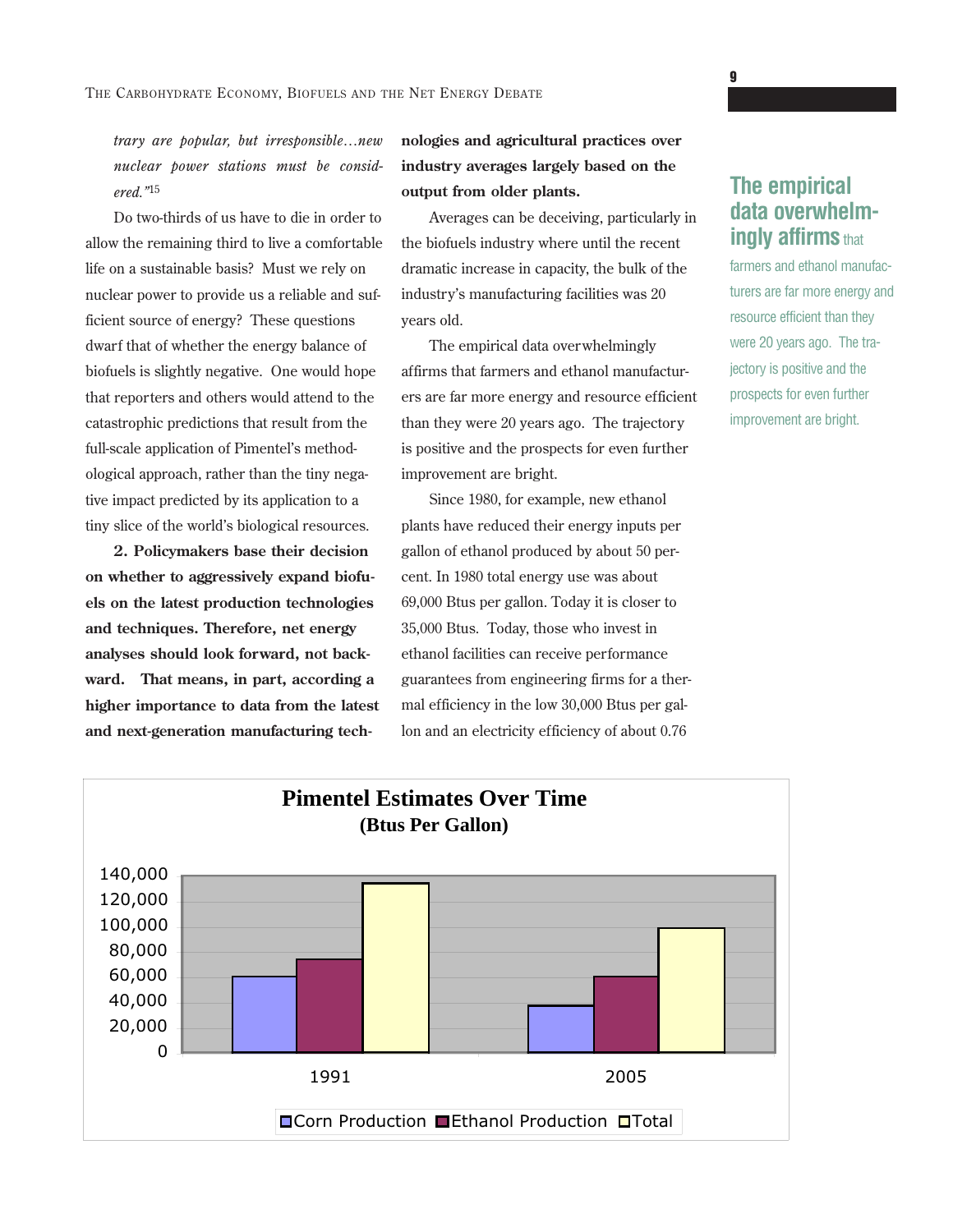*trary are popular, but irresponsible…new nuclear power stations must be considered."*[15]

Do two-thirds of us have to die in order to allow the remaining third to live a comfortable life on a sustainable basis? Must we rely on nuclear power to provide us a reliable and sufficient source of energy? These questions dwarf that of whether the energy balance of biofuels is slightly negative. One would hope that reporters and others would attend to the catastrophic predictions that result from the full-scale application of Pimentel's methodological approach, rather than the tiny negative impact predicted by its application to a tiny slice of the world's biological resources.

**2. Policymakers base their decision on whether to aggressively expand biofuels on the latest production technologies and techniques. Therefore, net energy analyses should look forward, not backward. That means, in part, according a higher importance to data from the latest and next-generation manufacturing technologies and agricultural practices over industry averages largely based on the output from older plants.**

Averages can be deceiving, particularly in the biofuels industry where until the recent dramatic increase in capacity, the bulk of the industry's manufacturing facilities was 20 years old.

The empirical data overwhelmingly affirms that farmers and ethanol manufacturers are far more energy and resource efficient than they were 20 years ago. The trajectory is positive and the prospects for even further improvement are bright.

Since 1980, for example, new ethanol plants have reduced their energy inputs per gallon of ethanol produced by about 50 percent. In 1980 total energy use was about 69,000 Btus per gallon. Today it is closer to 35,000 Btus. Today, those who invest in ethanol facilities can receive performance guarantees from engineering firms for a thermal efficiency in the low 30,000 Btus per gallon and an electricity efficiency of about 0.76

**The empirical data overwhelmingly affirms** that farmers and ethanol manufacturers are far more energy and resource efficient than they were 20 years ago. The trajectory is positive and the prospects for even further improvement are bright.

**Pimentel Estimates Over Time**
**(Btus Per Gallon)**

| Year | Corn Production | Ethanol Production | Total |
|---|---|---|---|
| 1991 | ~60,000 | ~74,000 | ~134,000 |
| 2005 | ~37,000 | ~60,000 | ~99,000 |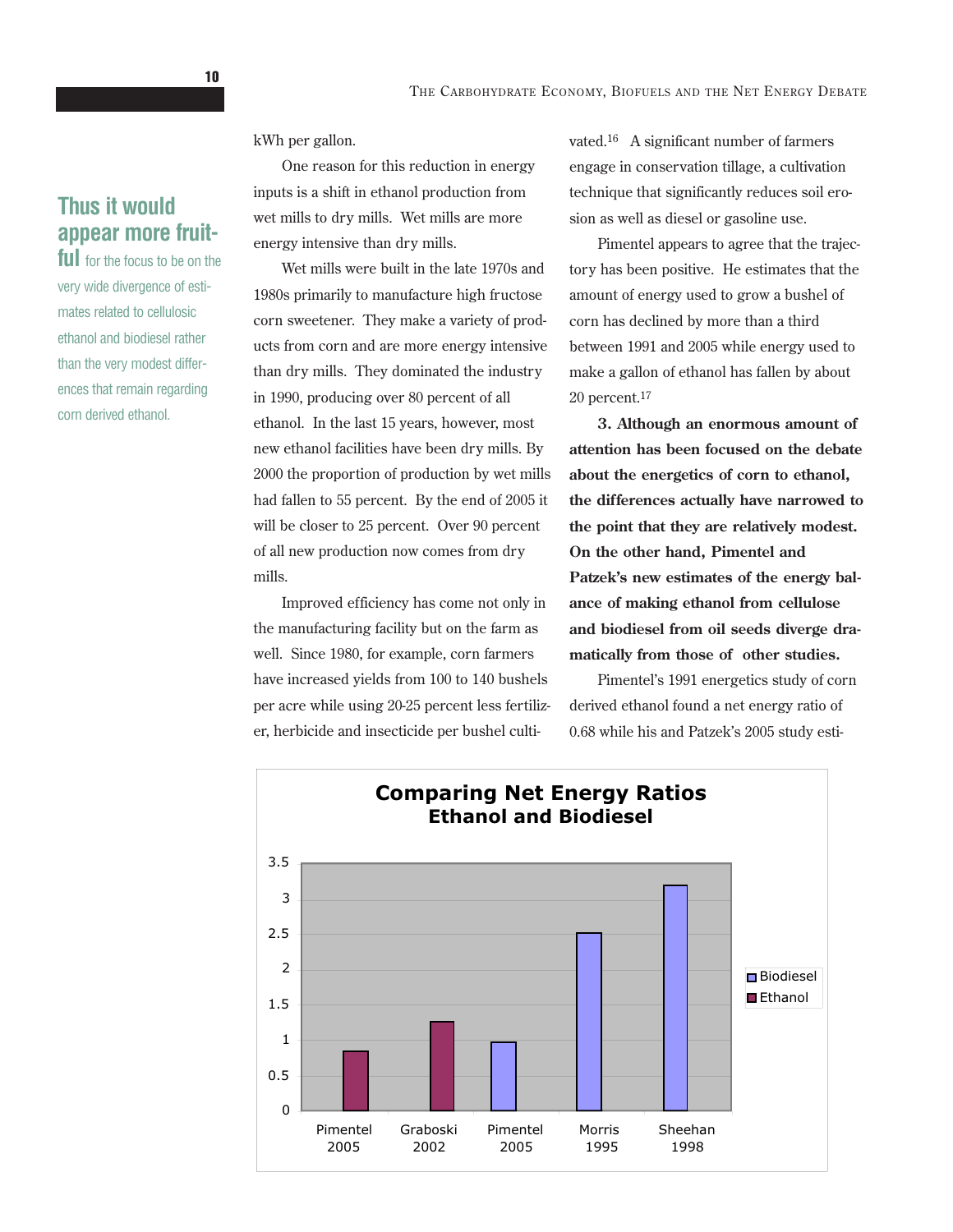kWh per gallon.

One reason for this reduction in energy inputs is a shift in ethanol production from wet mills to dry mills. Wet mills are more energy intensive than dry mills.

Wet mills were built in the late 1970s and 1980s primarily to manufacture high fructose corn sweetener. They make a variety of products from corn and are more energy intensive than dry mills. They dominated the industry in 1990, producing over 80 percent of all ethanol. In the last 15 years, however, most new ethanol facilities have been dry mills. By 2000 the proportion of production by wet mills had fallen to 55 percent. By the end of 2005 it will be closer to 25 percent. Over 90 percent of all new production now comes from dry mills.

Improved efficiency has come not only in the manufacturing facility but on the farm as well. Since 1980, for example, corn farmers have increased yields from 100 to 140 bushels per acre while using 20-25 percent less fertilizer, herbicide and insecticide per bushel cultivated.[16] A significant number of farmers engage in conservation tillage, a cultivation technique that significantly reduces soil erosion as well as diesel or gasoline use.

Pimentel appears to agree that the trajectory has been positive. He estimates that the amount of energy used to grow a bushel of corn has declined by more than a third between 1991 and 2005 while energy used to make a gallon of ethanol has fallen by about 20 percent.[17]

**Thus it would appear more fruitful** for the focus to be on the very wide divergence of estimates related to cellulosic ethanol and biodiesel rather than the very modest differences that remain regarding corn derived ethanol.

**3. Although an enormous amount of attention has been focused on the debate about the energetics of corn to ethanol, the differences actually have narrowed to the point that they are relatively modest. On the other hand, Pimentel and Patzek's new estimates of the energy balance of making ethanol from cellulose and biodiesel from oil seeds diverge dramatically from those of other studies.**

Pimentel's 1991 energetics study of corn derived ethanol found a net energy ratio of 0.68 while his and Patzek's 2005 study esti-

**Comparing Net Energy Ratios**
**Ethanol and Biodiesel**

| Study | Fuel | Net Energy Ratio (approx.) |
|---|---|---|
| Pimentel 2005 | Ethanol | 0.85 |
| Graboski 2002 | Ethanol | 1.27 |
| Pimentel 2005 | Biodiesel | 0.98 |
| Morris 1995 | Biodiesel | 2.53 |
| Sheehan 1998 | Biodiesel | 3.2 |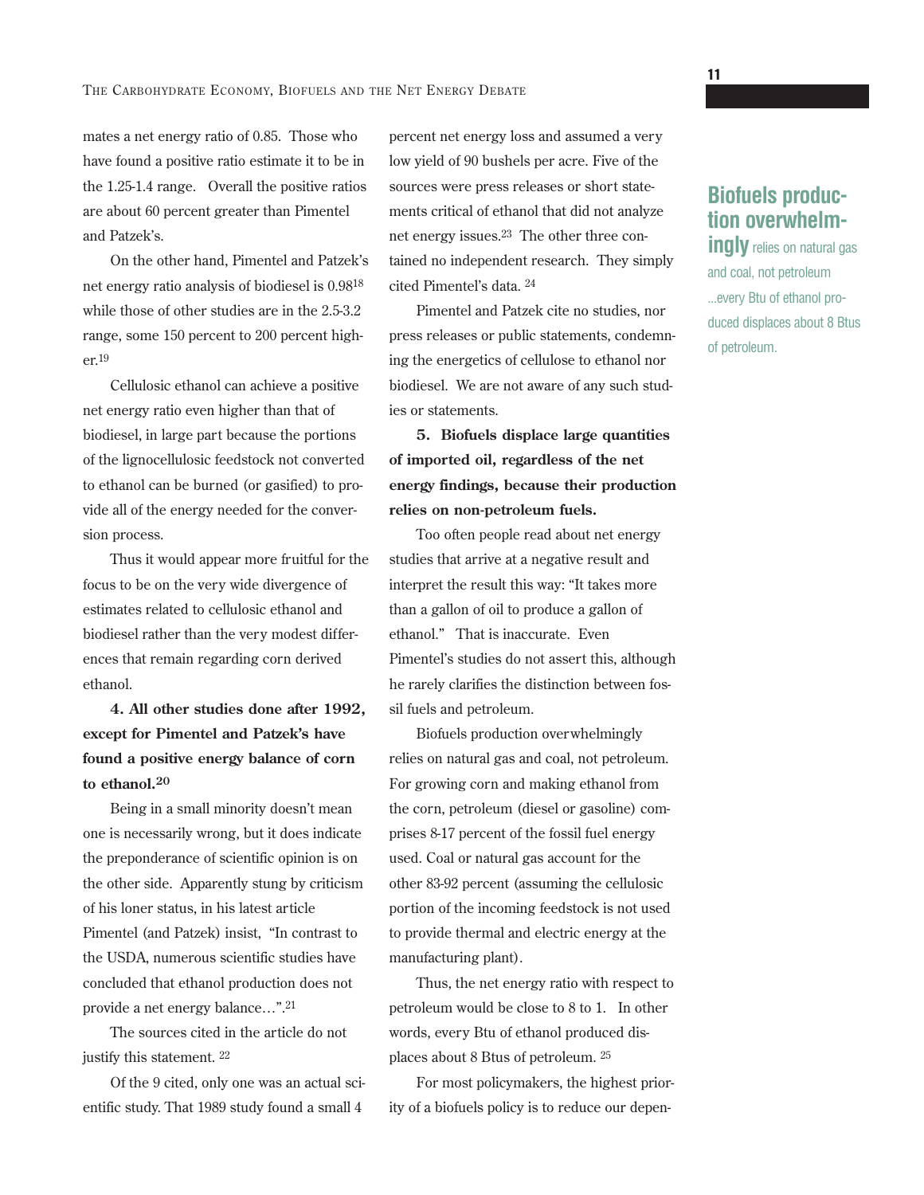mates a net energy ratio of 0.85. Those who have found a positive ratio estimate it to be in the 1.25-1.4 range. Overall the positive ratios are about 60 percent greater than Pimentel and Patzek's.

On the other hand, Pimentel and Patzek's net energy ratio analysis of biodiesel is 0.98[18] while those of other studies are in the 2.5-3.2 range, some 150 percent to 200 percent higher.[19]

Cellulosic ethanol can achieve a positive net energy ratio even higher than that of biodiesel, in large part because the portions of the lignocellulosic feedstock not converted to ethanol can be burned (or gasified) to provide all of the energy needed for the conversion process.

Thus it would appear more fruitful for the focus to be on the very wide divergence of estimates related to cellulosic ethanol and biodiesel rather than the very modest differences that remain regarding corn derived ethanol.

**4. All other studies done after 1992, except for Pimentel and Patzek's have found a positive energy balance of corn to ethanol.[20]**

Being in a small minority doesn't mean one is necessarily wrong, but it does indicate the preponderance of scientific opinion is on the other side. Apparently stung by criticism of his loner status, in his latest article Pimentel (and Patzek) insist, "In contrast to the USDA, numerous scientific studies have concluded that ethanol production does not provide a net energy balance…".[21]

The sources cited in the article do not justify this statement.[22]

Of the 9 cited, only one was an actual scientific study. That 1989 study found a small 4 percent net energy loss and assumed a very low yield of 90 bushels per acre. Five of the sources were press releases or short statements critical of ethanol that did not analyze net energy issues.[23] The other three contained no independent research. They simply cited Pimentel's data.[24]

Pimentel and Patzek cite no studies, nor press releases or public statements, condemning the energetics of cellulose to ethanol nor biodiesel. We are not aware of any such studies or statements.

**5. Biofuels displace large quantities of imported oil, regardless of the net energy findings, because their production relies on non-petroleum fuels.**

Too often people read about net energy studies that arrive at a negative result and interpret the result this way: "It takes more than a gallon of oil to produce a gallon of ethanol." That is inaccurate. Even Pimentel's studies do not assert this, although he rarely clarifies the distinction between fossil fuels and petroleum.

Biofuels production overwhelmingly relies on natural gas and coal, not petroleum. For growing corn and making ethanol from the corn, petroleum (diesel or gasoline) comprises 8-17 percent of the fossil fuel energy used. Coal or natural gas account for the other 83-92 percent (assuming the cellulosic portion of the incoming feedstock is not used to provide thermal and electric energy at the manufacturing plant).

Thus, the net energy ratio with respect to petroleum would be close to 8 to 1. In other words, every Btu of ethanol produced displaces about 8 Btus of petroleum.[25]

For most policymakers, the highest priority of a biofuels policy is to reduce our depen-

**Biofuels production overwhelmingly** relies on natural gas and coal, not petroleum ...every Btu of ethanol produced displaces about 8 Btus of petroleum.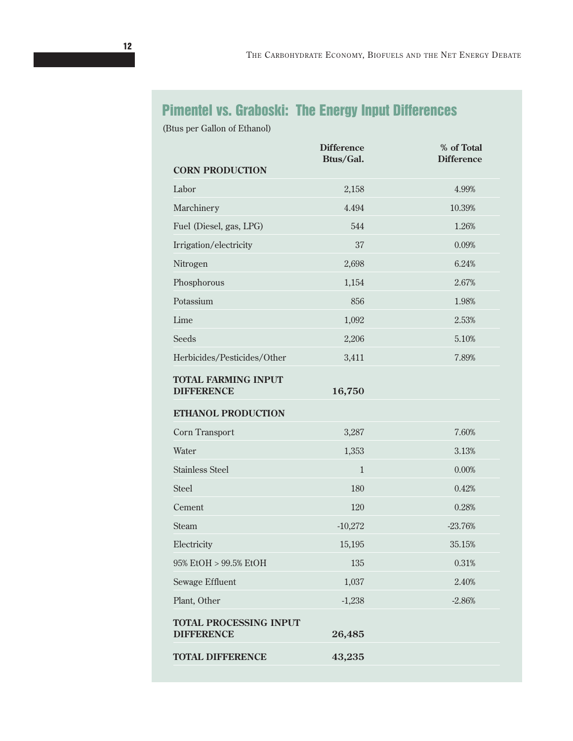## Pimentel vs. Graboski: The Energy Input Differences

(Btus per Gallon of Ethanol)

| | Difference Btus/Gal. | % of Total Difference |
|---|---|---|
| **CORN PRODUCTION** | | |
| Labor | 2,158 | 4.99% |
| Marchinery | 4.494 | 10.39% |
| Fuel (Diesel, gas, LPG) | 544 | 1.26% |
| Irrigation/electricity | 37 | 0.09% |
| Nitrogen | 2,698 | 6.24% |
| Phosphorous | 1,154 | 2.67% |
| Potassium | 856 | 1.98% |
| Lime | 1,092 | 2.53% |
| Seeds | 2,206 | 5.10% |
| Herbicides/Pesticides/Other | 3,411 | 7.89% |
| **TOTAL FARMING INPUT DIFFERENCE** | **16,750** | |
| **ETHANOL PRODUCTION** | | |
| Corn Transport | 3,287 | 7.60% |
| Water | 1,353 | 3.13% |
| Stainless Steel | 1 | 0.00% |
| Steel | 180 | 0.42% |
| Cement | 120 | 0.28% |
| Steam | -10,272 | -23.76% |
| Electricity | 15,195 | 35.15% |
| 95% EtOH > 99.5% EtOH | 135 | 0.31% |
| Sewage Effluent | 1,037 | 2.40% |
| Plant, Other | -1,238 | -2.86% |
| **TOTAL PROCESSING INPUT DIFFERENCE** | **26,485** | |
| **TOTAL DIFFERENCE** | **43,235** | |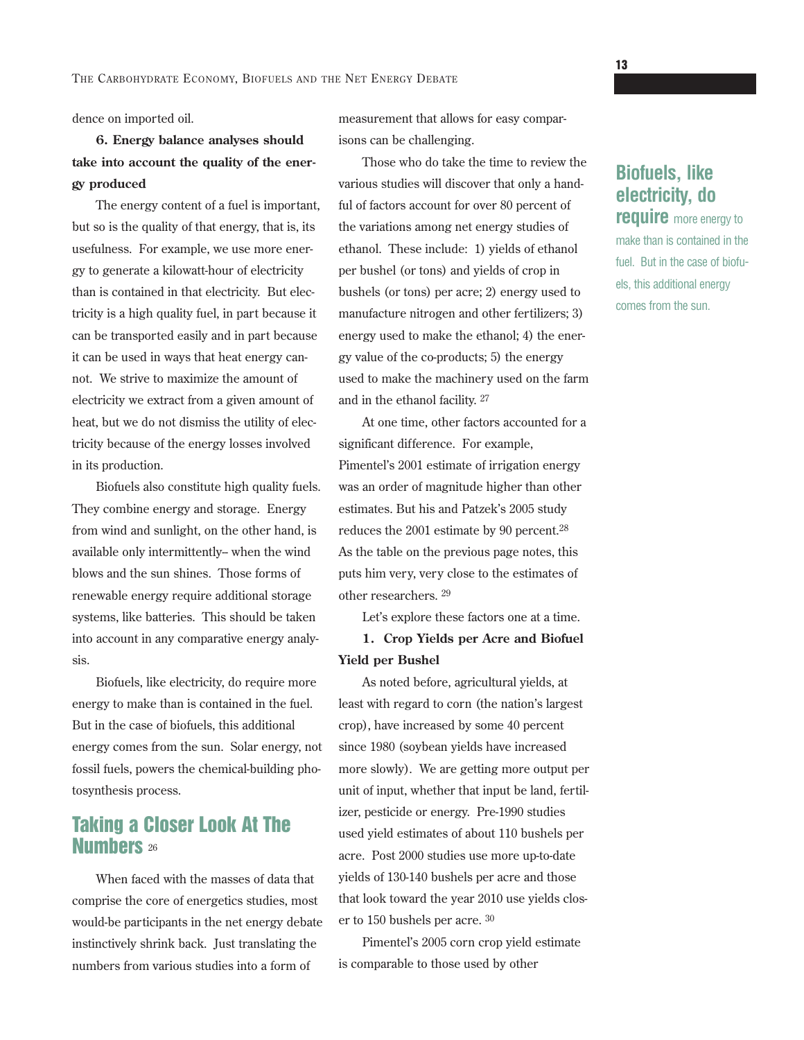dence on imported oil.

**6. Energy balance analyses should take into account the quality of the energy produced**

The energy content of a fuel is important, but so is the quality of that energy, that is, its usefulness. For example, we use more energy to generate a kilowatt-hour of electricity than is contained in that electricity. But electricity is a high quality fuel, in part because it can be transported easily and in part because it can be used in ways that heat energy cannot. We strive to maximize the amount of electricity we extract from a given amount of heat, but we do not dismiss the utility of electricity because of the energy losses involved in its production.

Biofuels also constitute high quality fuels. They combine energy and storage. Energy from wind and sunlight, on the other hand, is available only intermittently-- when the wind blows and the sun shines. Those forms of renewable energy require additional storage systems, like batteries. This should be taken into account in any comparative energy analysis.

Biofuels, like electricity, do require more energy to make than is contained in the fuel. But in the case of biofuels, this additional energy comes from the sun. Solar energy, not fossil fuels, powers the chemical-building photosynthesis process.

## Taking a Closer Look At The Numbers [26]

When faced with the masses of data that comprise the core of energetics studies, most would-be participants in the net energy debate instinctively shrink back. Just translating the numbers from various studies into a form of measurement that allows for easy comparisons can be challenging.

Those who do take the time to review the various studies will discover that only a handful of factors account for over 80 percent of the variations among net energy studies of ethanol. These include: 1) yields of ethanol per bushel (or tons) and yields of crop in bushels (or tons) per acre; 2) energy used to manufacture nitrogen and other fertilizers; 3) energy used to make the ethanol; 4) the energy value of the co-products; 5) the energy used to make the machinery used on the farm and in the ethanol facility. [27]

At one time, other factors accounted for a significant difference. For example, Pimentel's 2001 estimate of irrigation energy was an order of magnitude higher than other estimates. But his and Patzek's 2005 study reduces the 2001 estimate by 90 percent.[28] As the table on the previous page notes, this puts him very, very close to the estimates of other researchers. [29]

Let's explore these factors one at a time.

**1. Crop Yields per Acre and Biofuel Yield per Bushel**

As noted before, agricultural yields, at least with regard to corn (the nation's largest crop), have increased by some 40 percent since 1980 (soybean yields have increased more slowly). We are getting more output per unit of input, whether that input be land, fertilizer, pesticide or energy. Pre-1990 studies used yield estimates of about 110 bushels per acre. Post 2000 studies use more up-to-date yields of 130-140 bushels per acre and those that look toward the year 2010 use yields closer to 150 bushels per acre. [30]

Pimentel's 2005 corn crop yield estimate is comparable to those used by other

**Biofuels, like electricity, do require** more energy to make than is contained in the fuel. But in the case of biofuels, this additional energy comes from the sun.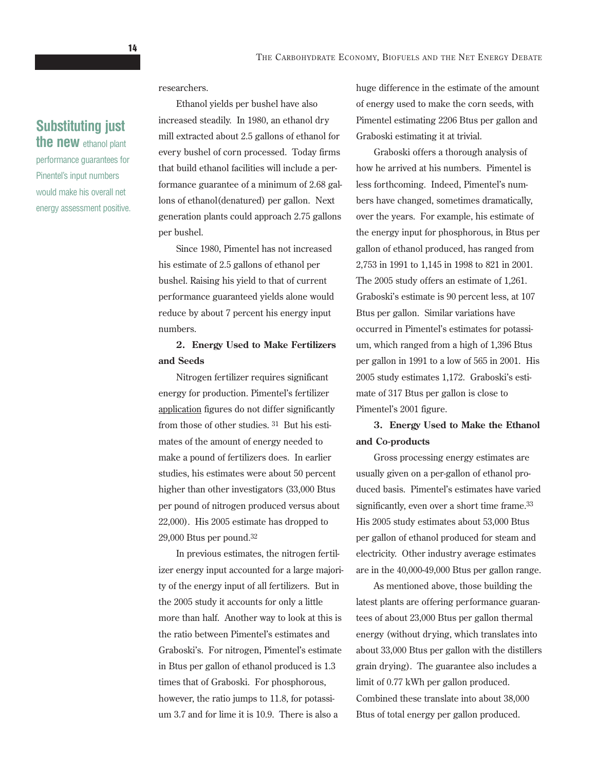researchers.

Ethanol yields per bushel have also increased steadily. In 1980, an ethanol dry mill extracted about 2.5 gallons of ethanol for every bushel of corn processed. Today firms that build ethanol facilities will include a performance guarantee of a minimum of 2.68 gallons of ethanol(denatured) per gallon. Next generation plants could approach 2.75 gallons per bushel.

**Substituting just the new** ethanol plant performance guarantees for Pinentel's input numbers would make his overall net energy assessment positive.

Since 1980, Pimentel has not increased his estimate of 2.5 gallons of ethanol per bushel. Raising his yield to that of current performance guaranteed yields alone would reduce by about 7 percent his energy input numbers.

**2. Energy Used to Make Fertilizers and Seeds**

Nitrogen fertilizer requires significant energy for production. Pimentel's fertilizer application figures do not differ significantly from those of other studies. [31] But his estimates of the amount of energy needed to make a pound of fertilizers does. In earlier studies, his estimates were about 50 percent higher than other investigators (33,000 Btus per pound of nitrogen produced versus about 22,000). His 2005 estimate has dropped to 29,000 Btus per pound.[32]

In previous estimates, the nitrogen fertilizer energy input accounted for a large majority of the energy input of all fertilizers. But in the 2005 study it accounts for only a little more than half. Another way to look at this is the ratio between Pimentel's estimates and Graboski's. For nitrogen, Pimentel's estimate in Btus per gallon of ethanol produced is 1.3 times that of Graboski. For phosphorous, however, the ratio jumps to 11.8, for potassium 3.7 and for lime it is 10.9. There is also a huge difference in the estimate of the amount of energy used to make the corn seeds, with Pimentel estimating 2206 Btus per gallon and Graboski estimating it at trivial.

Graboski offers a thorough analysis of how he arrived at his numbers. Pimentel is less forthcoming. Indeed, Pimentel's numbers have changed, sometimes dramatically, over the years. For example, his estimate of the energy input for phosphorous, in Btus per gallon of ethanol produced, has ranged from 2,753 in 1991 to 1,145 in 1998 to 821 in 2001. The 2005 study offers an estimate of 1,261. Graboski's estimate is 90 percent less, at 107 Btus per gallon. Similar variations have occurred in Pimentel's estimates for potassium, which ranged from a high of 1,396 Btus per gallon in 1991 to a low of 565 in 2001. His 2005 study estimates 1,172. Graboski's estimate of 317 Btus per gallon is close to Pimentel's 2001 figure.

**3. Energy Used to Make the Ethanol and Co-products**

Gross processing energy estimates are usually given on a per-gallon of ethanol produced basis. Pimentel's estimates have varied significantly, even over a short time frame.[33] His 2005 study estimates about 53,000 Btus per gallon of ethanol produced for steam and electricity. Other industry average estimates are in the 40,000-49,000 Btus per gallon range.

As mentioned above, those building the latest plants are offering performance guarantees of about 23,000 Btus per gallon thermal energy (without drying, which translates into about 33,000 Btus per gallon with the distillers grain drying). The guarantee also includes a limit of 0.77 kWh per gallon produced. Combined these translate into about 38,000 Btus of total energy per gallon produced.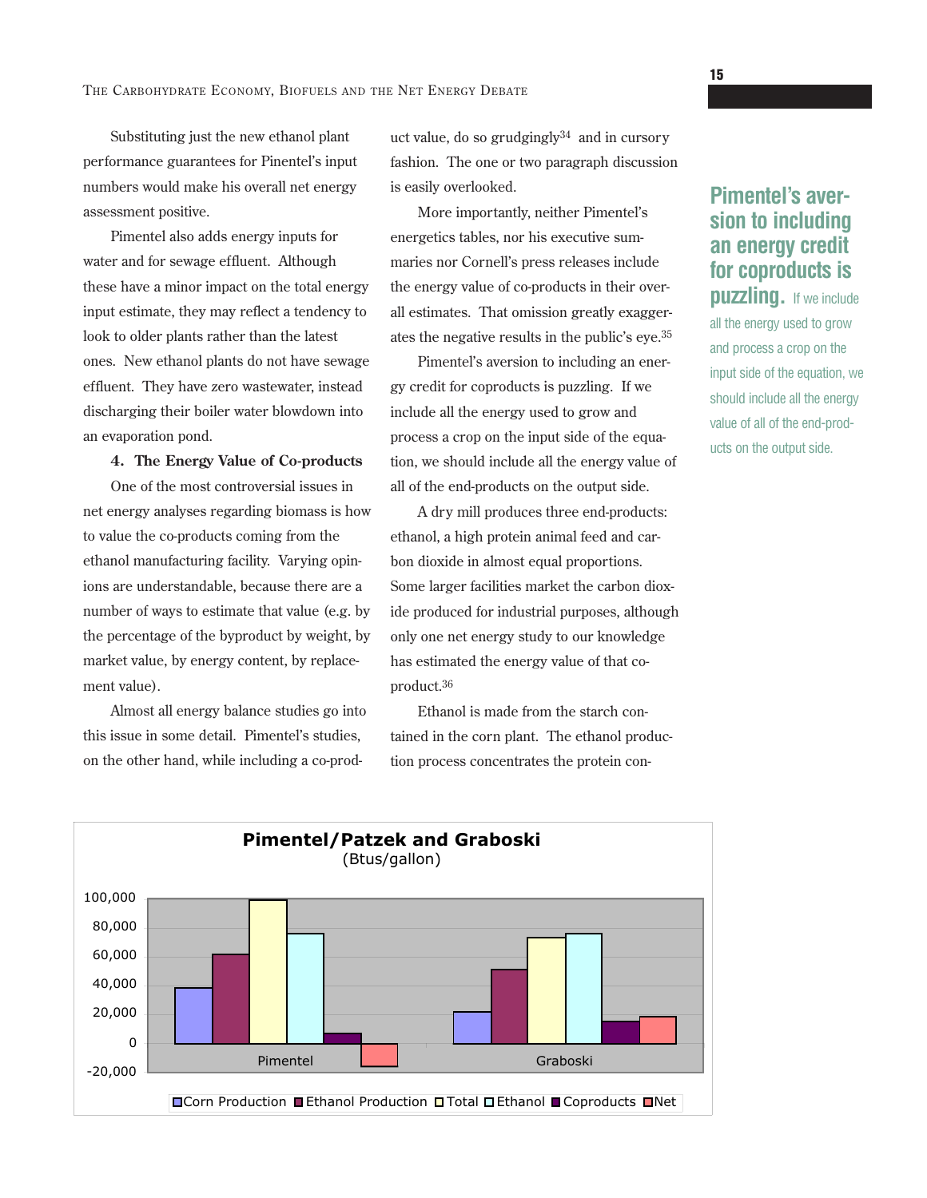Substituting just the new ethanol plant performance guarantees for Pinentel's input numbers would make his overall net energy assessment positive.

Pimentel also adds energy inputs for water and for sewage effluent. Although these have a minor impact on the total energy input estimate, they may reflect a tendency to look to older plants rather than the latest ones. New ethanol plants do not have sewage effluent. They have zero wastewater, instead discharging their boiler water blowdown into an evaporation pond.

**4. The Energy Value of Co-products**

One of the most controversial issues in net energy analyses regarding biomass is how to value the co-products coming from the ethanol manufacturing facility. Varying opinions are understandable, because there are a number of ways to estimate that value (e.g. by the percentage of the byproduct by weight, by market value, by energy content, by replacement value).

Almost all energy balance studies go into this issue in some detail. Pimentel's studies, on the other hand, while including a co-product value, do so grudgingly[34] and in cursory fashion. The one or two paragraph discussion is easily overlooked.

More importantly, neither Pimentel's energetics tables, nor his executive summaries nor Cornell's press releases include the energy value of co-products in their overall estimates. That omission greatly exaggerates the negative results in the public's eye.[35]

Pimentel's aversion to including an energy credit for coproducts is puzzling. If we include all the energy used to grow and process a crop on the input side of the equation, we should include all the energy value of all of the end-products on the output side.

**Pimentel's aversion to including an energy credit for coproducts is puzzling.** If we include all the energy used to grow and process a crop on the input side of the equation, we should include all the energy value of all of the end-products on the output side.

A dry mill produces three end-products: ethanol, a high protein animal feed and carbon dioxide in almost equal proportions. Some larger facilities market the carbon dioxide produced for industrial purposes, although only one net energy study to our knowledge has estimated the energy value of that co-product.[36]

Ethanol is made from the starch contained in the corn plant. The ethanol production process concentrates the protein con-

**Pimentel/Patzek and Graboski**
(Btus/gallon)

| | Corn Production | Ethanol Production | Total | Ethanol | Coproducts | Net |
|---|---|---|---|---|---|---|
| Pimentel | ~38,000 | ~61,000 | ~99,000 | ~76,000 | ~7,000 | ~-16,000 |
| Graboski | ~22,000 | ~51,000 | ~73,000 | ~76,000 | ~15,000 | ~18,000 |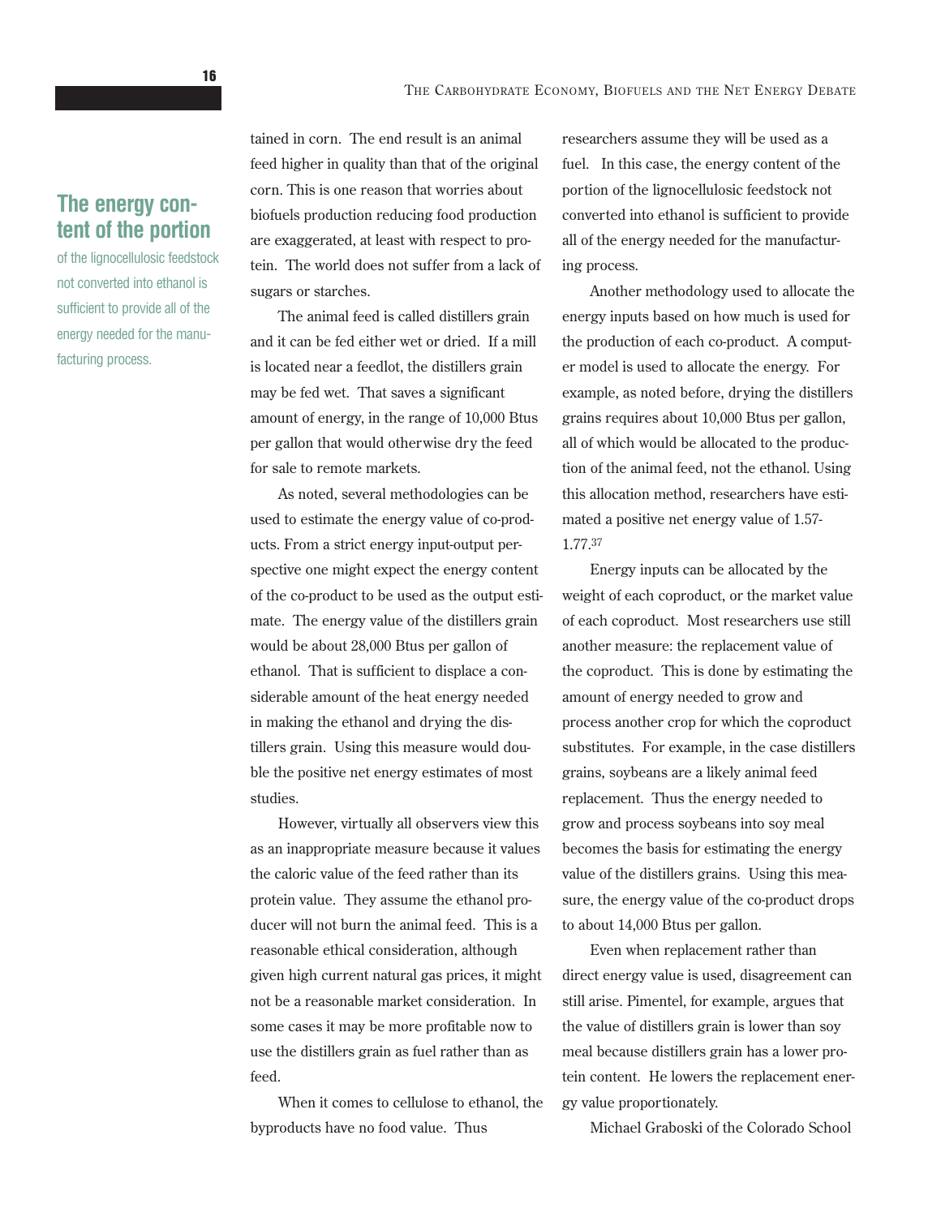tained in corn. The end result is an animal feed higher in quality than that of the original corn. This is one reason that worries about biofuels production reducing food production are exaggerated, at least with respect to protein. The world does not suffer from a lack of sugars or starches.

The animal feed is called distillers grain and it can be fed either wet or dried. If a mill is located near a feedlot, the distillers grain may be fed wet. That saves a significant amount of energy, in the range of 10,000 Btus per gallon that would otherwise dry the feed for sale to remote markets.

As noted, several methodologies can be used to estimate the energy value of co-products. From a strict energy input-output perspective one might expect the energy content of the co-product to be used as the output estimate. The energy value of the distillers grain would be about 28,000 Btus per gallon of ethanol. That is sufficient to displace a considerable amount of the heat energy needed in making the ethanol and drying the distillers grain. Using this measure would double the positive net energy estimates of most studies.

However, virtually all observers view this as an inappropriate measure because it values the caloric value of the feed rather than its protein value. They assume the ethanol producer will not burn the animal feed. This is a reasonable ethical consideration, although given high current natural gas prices, it might not be a reasonable market consideration. In some cases it may be more profitable now to use the distillers grain as fuel rather than as feed.

When it comes to cellulose to ethanol, the byproducts have no food value. Thus researchers assume they will be used as a fuel. In this case, the energy content of the portion of the lignocellulosic feedstock not converted into ethanol is sufficient to provide all of the energy needed for the manufacturing process.

**The energy content of the portion** of the lignocellulosic feedstock not converted into ethanol is sufficient to provide all of the energy needed for the manufacturing process.

Another methodology used to allocate the energy inputs based on how much is used for the production of each co-product. A computer model is used to allocate the energy. For example, as noted before, drying the distillers grains requires about 10,000 Btus per gallon, all of which would be allocated to the production of the animal feed, not the ethanol. Using this allocation method, researchers have estimated a positive net energy value of 1.57-1.77.[37]

Energy inputs can be allocated by the weight of each coproduct, or the market value of each coproduct. Most researchers use still another measure: the replacement value of the coproduct. This is done by estimating the amount of energy needed to grow and process another crop for which the coproduct substitutes. For example, in the case distillers grains, soybeans are a likely animal feed replacement. Thus the energy needed to grow and process soybeans into soy meal becomes the basis for estimating the energy value of the distillers grains. Using this measure, the energy value of the co-product drops to about 14,000 Btus per gallon.

Even when replacement rather than direct energy value is used, disagreement can still arise. Pimentel, for example, argues that the value of distillers grain is lower than soy meal because distillers grain has a lower protein content. He lowers the replacement energy value proportionately.

Michael Graboski of the Colorado School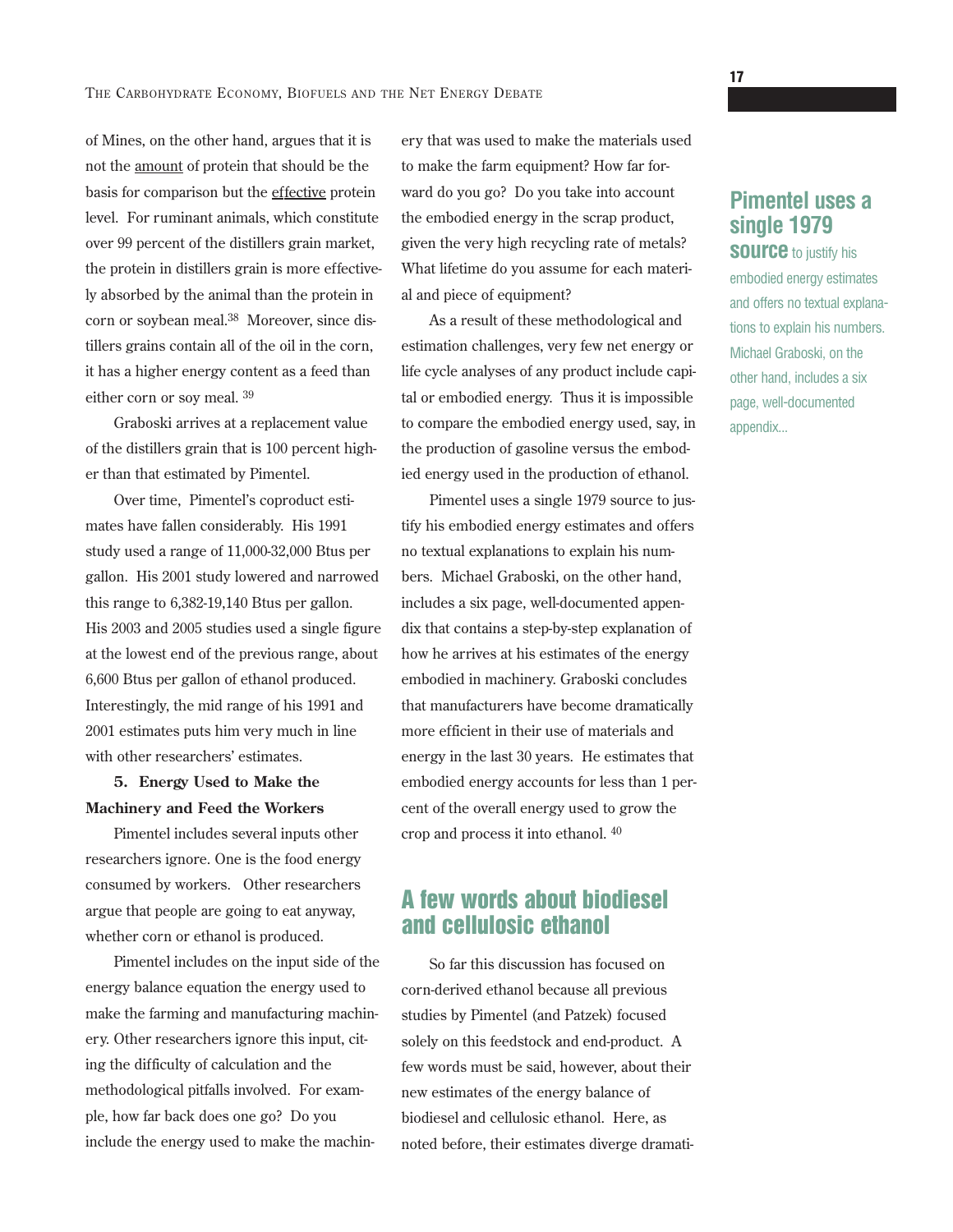of Mines, on the other hand, argues that it is not the amount of protein that should be the basis for comparison but the effective protein level. For ruminant animals, which constitute over 99 percent of the distillers grain market, the protein in distillers grain is more effectively absorbed by the animal than the protein in corn or soybean meal.[38] Moreover, since distillers grains contain all of the oil in the corn, it has a higher energy content as a feed than either corn or soy meal. [39]

Graboski arrives at a replacement value of the distillers grain that is 100 percent higher than that estimated by Pimentel.

Over time, Pimentel's coproduct estimates have fallen considerably. His 1991 study used a range of 11,000-32,000 Btus per gallon. His 2001 study lowered and narrowed this range to 6,382-19,140 Btus per gallon. His 2003 and 2005 studies used a single figure at the lowest end of the previous range, about 6,600 Btus per gallon of ethanol produced. Interestingly, the mid range of his 1991 and 2001 estimates puts him very much in line with other researchers' estimates.

**5. Energy Used to Make the Machinery and Feed the Workers**

Pimentel includes several inputs other researchers ignore. One is the food energy consumed by workers. Other researchers argue that people are going to eat anyway, whether corn or ethanol is produced.

Pimentel includes on the input side of the energy balance equation the energy used to make the farming and manufacturing machinery. Other researchers ignore this input, citing the difficulty of calculation and the methodological pitfalls involved. For example, how far back does one go? Do you include the energy used to make the machinery that was used to make the materials used to make the farm equipment? How far forward do you go? Do you take into account the embodied energy in the scrap product, given the very high recycling rate of metals? What lifetime do you assume for each material and piece of equipment?

As a result of these methodological and estimation challenges, very few net energy or life cycle analyses of any product include capital or embodied energy. Thus it is impossible to compare the embodied energy used, say, in the production of gasoline versus the embodied energy used in the production of ethanol.

Pimentel uses a single 1979 source to justify his embodied energy estimates and offers no textual explanations to explain his numbers. Michael Graboski, on the other hand, includes a six page, well-documented appendix that contains a step-by-step explanation of how he arrives at his estimates of the energy embodied in machinery. Graboski concludes that manufacturers have become dramatically more efficient in their use of materials and energy in the last 30 years. He estimates that embodied energy accounts for less than 1 percent of the overall energy used to grow the crop and process it into ethanol. [40]

**Pimentel uses a single 1979 source** to justify his embodied energy estimates and offers no textual explanations to explain his numbers. Michael Graboski, on the other hand, includes a six page, well-documented appendix...

## A few words about biodiesel and cellulosic ethanol

So far this discussion has focused on corn-derived ethanol because all previous studies by Pimentel (and Patzek) focused solely on this feedstock and end-product. A few words must be said, however, about their new estimates of the energy balance of biodiesel and cellulosic ethanol. Here, as noted before, their estimates diverge dramati-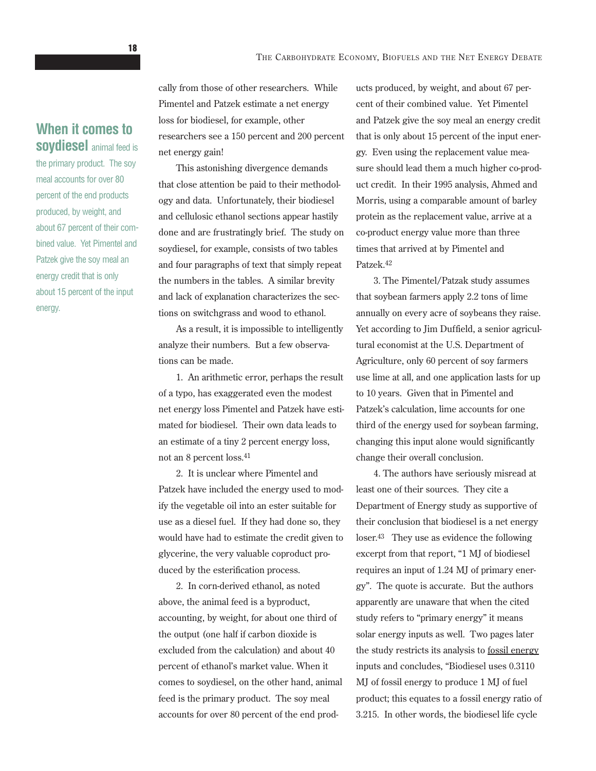cally from those of other researchers. While Pimentel and Patzek estimate a net energy loss for biodiesel, for example, other researchers see a 150 percent and 200 percent net energy gain!

This astonishing divergence demands that close attention be paid to their methodology and data. Unfortunately, their biodiesel and cellulosic ethanol sections appear hastily done and are frustratingly brief. The study on soydiesel, for example, consists of two tables and four paragraphs of text that simply repeat the numbers in the tables. A similar brevity and lack of explanation characterizes the sections on switchgrass and wood to ethanol.

As a result, it is impossible to intelligently analyze their numbers. But a few observations can be made.

1. An arithmetic error, perhaps the result of a typo, has exaggerated even the modest net energy loss Pimentel and Patzek have estimated for biodiesel. Their own data leads to an estimate of a tiny 2 percent energy loss, not an 8 percent loss.[41]

2. It is unclear where Pimentel and Patzek have included the energy used to modify the vegetable oil into an ester suitable for use as a diesel fuel. If they had done so, they would have had to estimate the credit given to glycerine, the very valuable coproduct produced by the esterification process.

2. In corn-derived ethanol, as noted above, the animal feed is a byproduct, accounting, by weight, for about one third of the output (one half if carbon dioxide is excluded from the calculation) and about 40 percent of ethanol's market value. When it comes to soydiesel, on the other hand, animal feed is the primary product. The soy meal accounts for over 80 percent of the end products produced, by weight, and about 67 percent of their combined value. Yet Pimentel and Patzek give the soy meal an energy credit that is only about 15 percent of the input energy. Even using the replacement value measure should lead them a much higher co-product credit. In their 1995 analysis, Ahmed and Morris, using a comparable amount of barley protein as the replacement value, arrive at a co-product energy value more than three times that arrived at by Pimentel and Patzek.[42]

**When it comes to soydiesel** animal feed is the primary product. The soy meal accounts for over 80 percent of the end products produced, by weight, and about 67 percent of their combined value. Yet Pimentel and Patzek give the soy meal an energy credit that is only about 15 percent of the input energy.

3. The Pimentel/Patzak study assumes that soybean farmers apply 2.2 tons of lime annually on every acre of soybeans they raise. Yet according to Jim Duffield, a senior agricultural economist at the U.S. Department of Agriculture, only 60 percent of soy farmers use lime at all, and one application lasts for up to 10 years. Given that in Pimentel and Patzek's calculation, lime accounts for one third of the energy used for soybean farming, changing this input alone would significantly change their overall conclusion.

4. The authors have seriously misread at least one of their sources. They cite a Department of Energy study as supportive of their conclusion that biodiesel is a net energy loser.[43] They use as evidence the following excerpt from that report, "1 MJ of biodiesel requires an input of 1.24 MJ of primary energy". The quote is accurate. But the authors apparently are unaware that when the cited study refers to "primary energy" it means solar energy inputs as well. Two pages later the study restricts its analysis to fossil energy inputs and concludes, "Biodiesel uses 0.3110 MJ of fossil energy to produce 1 MJ of fuel product; this equates to a fossil energy ratio of 3.215. In other words, the biodiesel life cycle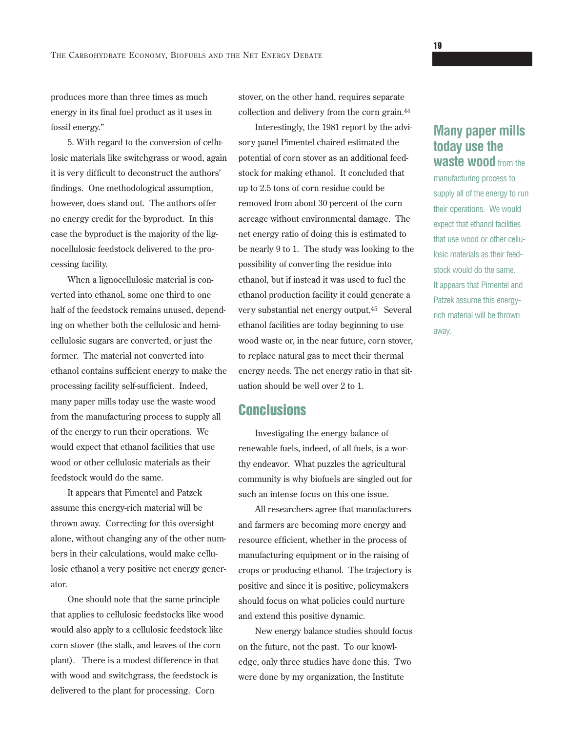produces more than three times as much energy in its final fuel product as it uses in fossil energy."

5. With regard to the conversion of cellulosic materials like switchgrass or wood, again it is very difficult to deconstruct the authors' findings. One methodological assumption, however, does stand out. The authors offer no energy credit for the byproduct. In this case the byproduct is the majority of the lignocellulosic feedstock delivered to the processing facility.

When a lignocellulosic material is converted into ethanol, some one third to one half of the feedstock remains unused, depending on whether both the cellulosic and hemicellulosic sugars are converted, or just the former. The material not converted into ethanol contains sufficient energy to make the processing facility self-sufficient. Indeed, many paper mills today use the waste wood from the manufacturing process to supply all of the energy to run their operations. We would expect that ethanol facilities that use wood or other cellulosic materials as their feedstock would do the same.

It appears that Pimentel and Patzek assume this energy-rich material will be thrown away. Correcting for this oversight alone, without changing any of the other numbers in their calculations, would make cellulosic ethanol a very positive net energy generator.

One should note that the same principle that applies to cellulosic feedstocks like wood would also apply to a cellulosic feedstock like corn stover (the stalk, and leaves of the corn plant). There is a modest difference in that with wood and switchgrass, the feedstock is delivered to the plant for processing. Corn stover, on the other hand, requires separate collection and delivery from the corn grain.[44]

Interestingly, the 1981 report by the advisory panel Pimentel chaired estimated the potential of corn stover as an additional feedstock for making ethanol. It concluded that up to 2.5 tons of corn residue could be removed from about 30 percent of the corn acreage without environmental damage. The net energy ratio of doing this is estimated to be nearly 9 to 1. The study was looking to the possibility of converting the residue into ethanol, but if instead it was used to fuel the ethanol production facility it could generate a very substantial net energy output.[45] Several ethanol facilities are today beginning to use wood waste or, in the near future, corn stover, to replace natural gas to meet their thermal energy needs. The net energy ratio in that situation should be well over 2 to 1.

**Many paper mills today use the waste wood** from the manufacturing process to supply all of the energy to run their operations. We would expect that ethanol facilities that use wood or other cellulosic materials as their feedstock would do the same. It appears that Pimentel and Patzek assume this energy-rich material will be thrown away.

## Conclusions

Investigating the energy balance of renewable fuels, indeed, of all fuels, is a worthy endeavor. What puzzles the agricultural community is why biofuels are singled out for such an intense focus on this one issue.

All researchers agree that manufacturers and farmers are becoming more energy and resource efficient, whether in the process of manufacturing equipment or in the raising of crops or producing ethanol. The trajectory is positive and since it is positive, policymakers should focus on what policies could nurture and extend this positive dynamic.

New energy balance studies should focus on the future, not the past. To our knowledge, only three studies have done this. Two were done by my organization, the Institute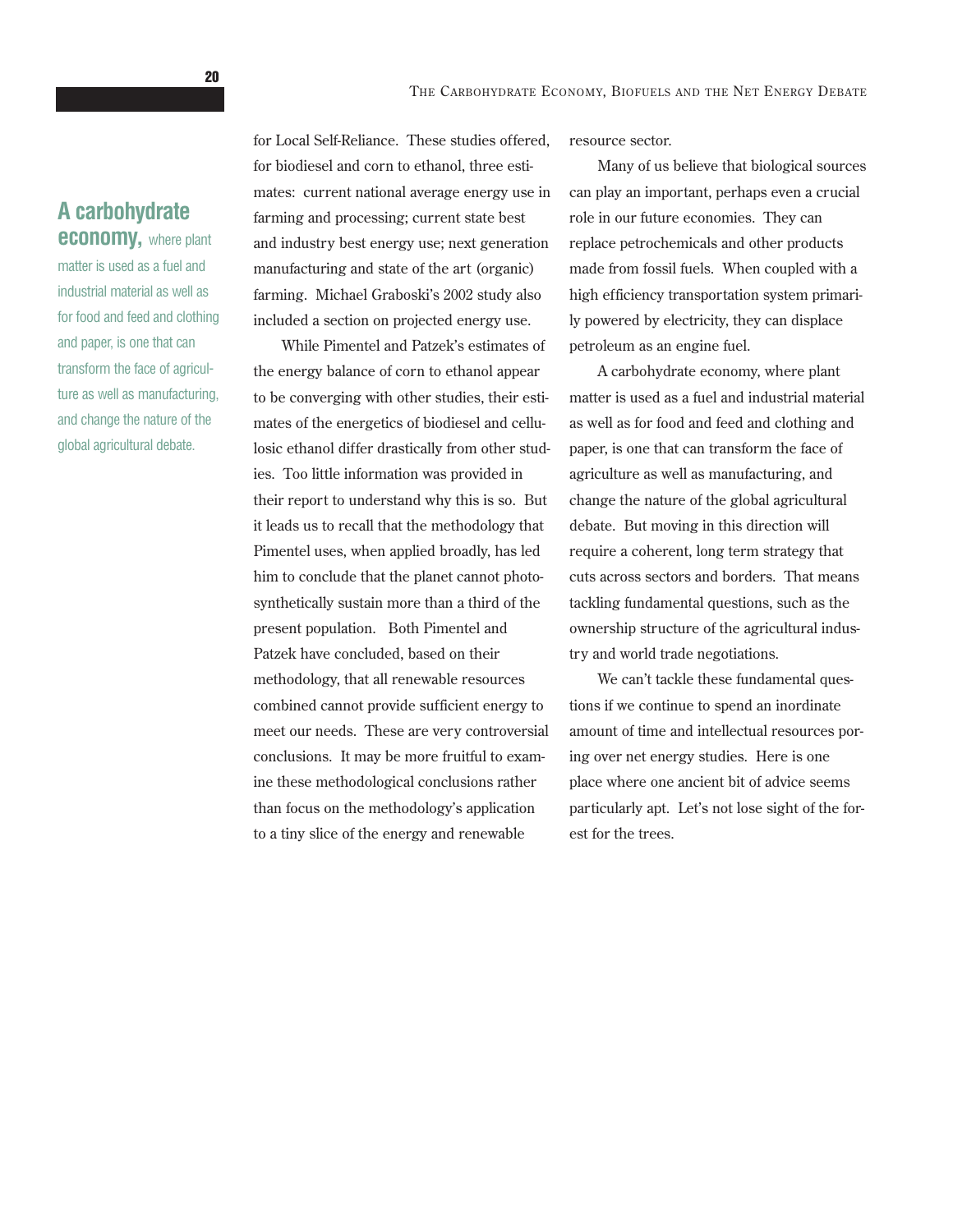**A carbohydrate economy,** where plant matter is used as a fuel and industrial material as well as for food and feed and clothing and paper, is one that can transform the face of agriculture as well as manufacturing, and change the nature of the global agricultural debate.

for Local Self-Reliance. These studies offered, for biodiesel and corn to ethanol, three estimates: current national average energy use in farming and processing; current state best and industry best energy use; next generation manufacturing and state of the art (organic) farming. Michael Graboski's 2002 study also included a section on projected energy use.

While Pimentel and Patzek's estimates of the energy balance of corn to ethanol appear to be converging with other studies, their estimates of the energetics of biodiesel and cellulosic ethanol differ drastically from other studies. Too little information was provided in their report to understand why this is so. But it leads us to recall that the methodology that Pimentel uses, when applied broadly, has led him to conclude that the planet cannot photosynthetically sustain more than a third of the present population. Both Pimentel and Patzek have concluded, based on their methodology, that all renewable resources combined cannot provide sufficient energy to meet our needs. These are very controversial conclusions. It may be more fruitful to examine these methodological conclusions rather than focus on the methodology's application to a tiny slice of the energy and renewable resource sector.

Many of us believe that biological sources can play an important, perhaps even a crucial role in our future economies. They can replace petrochemicals and other products made from fossil fuels. When coupled with a high efficiency transportation system primarily powered by electricity, they can displace petroleum as an engine fuel.

A carbohydrate economy, where plant matter is used as a fuel and industrial material as well as for food and feed and clothing and paper, is one that can transform the face of agriculture as well as manufacturing, and change the nature of the global agricultural debate. But moving in this direction will require a coherent, long term strategy that cuts across sectors and borders. That means tackling fundamental questions, such as the ownership structure of the agricultural industry and world trade negotiations.

We can't tackle these fundamental questions if we continue to spend an inordinate amount of time and intellectual resources poring over net energy studies. Here is one place where one ancient bit of advice seems particularly apt. Let's not lose sight of the forest for the trees.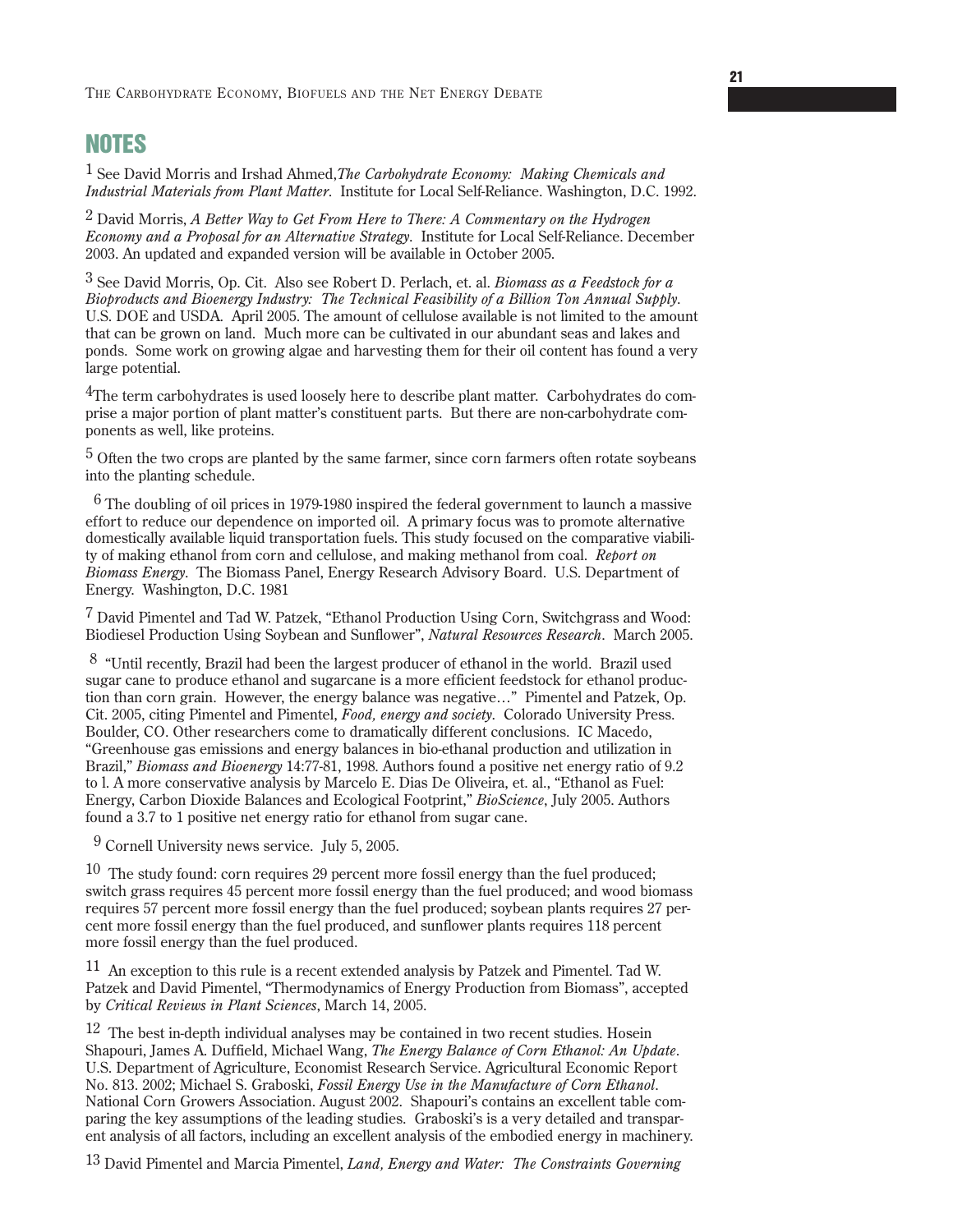## NOTES

[1] See David Morris and Irshad Ahmed,*The Carbohydrate Economy: Making Chemicals and Industrial Materials from Plant Matter*. Institute for Local Self-Reliance. Washington, D.C. 1992.

[2] David Morris, *A Better Way to Get From Here to There: A Commentary on the Hydrogen Economy and a Proposal for an Alternative Strategy*. Institute for Local Self-Reliance. December 2003. An updated and expanded version will be available in October 2005.

[3] See David Morris, Op. Cit. Also see Robert D. Perlach, et. al. *Biomass as a Feedstock for a Bioproducts and Bioenergy Industry: The Technical Feasibility of a Billion Ton Annual Supply*. U.S. DOE and USDA. April 2005. The amount of cellulose available is not limited to the amount that can be grown on land. Much more can be cultivated in our abundant seas and lakes and ponds. Some work on growing algae and harvesting them for their oil content has found a very large potential.

[4]The term carbohydrates is used loosely here to describe plant matter. Carbohydrates do comprise a major portion of plant matter's constituent parts. But there are non-carbohydrate components as well, like proteins.

[5] Often the two crops are planted by the same farmer, since corn farmers often rotate soybeans into the planting schedule.

[6] The doubling of oil prices in 1979-1980 inspired the federal government to launch a massive effort to reduce our dependence on imported oil. A primary focus was to promote alternative domestically available liquid transportation fuels. This study focused on the comparative viability of making ethanol from corn and cellulose, and making methanol from coal. *Report on Biomass Energy*. The Biomass Panel, Energy Research Advisory Board. U.S. Department of Energy. Washington, D.C. 1981

[7] David Pimentel and Tad W. Patzek, "Ethanol Production Using Corn, Switchgrass and Wood: Biodiesel Production Using Soybean and Sunflower", *Natural Resources Research*. March 2005.

[8] "Until recently, Brazil had been the largest producer of ethanol in the world. Brazil used sugar cane to produce ethanol and sugarcane is a more efficient feedstock for ethanol production than corn grain. However, the energy balance was negative…" Pimentel and Patzek, Op. Cit. 2005, citing Pimentel and Pimentel, *Food, energy and society*. Colorado University Press. Boulder, CO. Other researchers come to dramatically different conclusions. IC Macedo, "Greenhouse gas emissions and energy balances in bio-ethanal production and utilization in Brazil," *Biomass and Bioenergy* 14:77-81, 1998. Authors found a positive net energy ratio of 9.2 to l. A more conservative analysis by Marcelo E. Dias De Oliveira, et. al., "Ethanol as Fuel: Energy, Carbon Dioxide Balances and Ecological Footprint," *BioScience*, July 2005. Authors found a 3.7 to 1 positive net energy ratio for ethanol from sugar cane.

[9] Cornell University news service. July 5, 2005.

[10] The study found: corn requires 29 percent more fossil energy than the fuel produced; switch grass requires 45 percent more fossil energy than the fuel produced; and wood biomass requires 57 percent more fossil energy than the fuel produced; soybean plants requires 27 percent more fossil energy than the fuel produced, and sunflower plants requires 118 percent more fossil energy than the fuel produced.

[11] An exception to this rule is a recent extended analysis by Patzek and Pimentel. Tad W. Patzek and David Pimentel, "Thermodynamics of Energy Production from Biomass", accepted by *Critical Reviews in Plant Sciences*, March 14, 2005.

[12] The best in-depth individual analyses may be contained in two recent studies. Hosein Shapouri, James A. Duffield, Michael Wang, *The Energy Balance of Corn Ethanol: An Update*. U.S. Department of Agriculture, Economist Research Service. Agricultural Economic Report No. 813. 2002; Michael S. Graboski, *Fossil Energy Use in the Manufacture of Corn Ethanol*. National Corn Growers Association. August 2002. Shapouri's contains an excellent table comparing the key assumptions of the leading studies. Graboski's is a very detailed and transparent analysis of all factors, including an excellent analysis of the embodied energy in machinery.

[13] David Pimentel and Marcia Pimentel, *Land, Energy and Water: The Constraints Governing*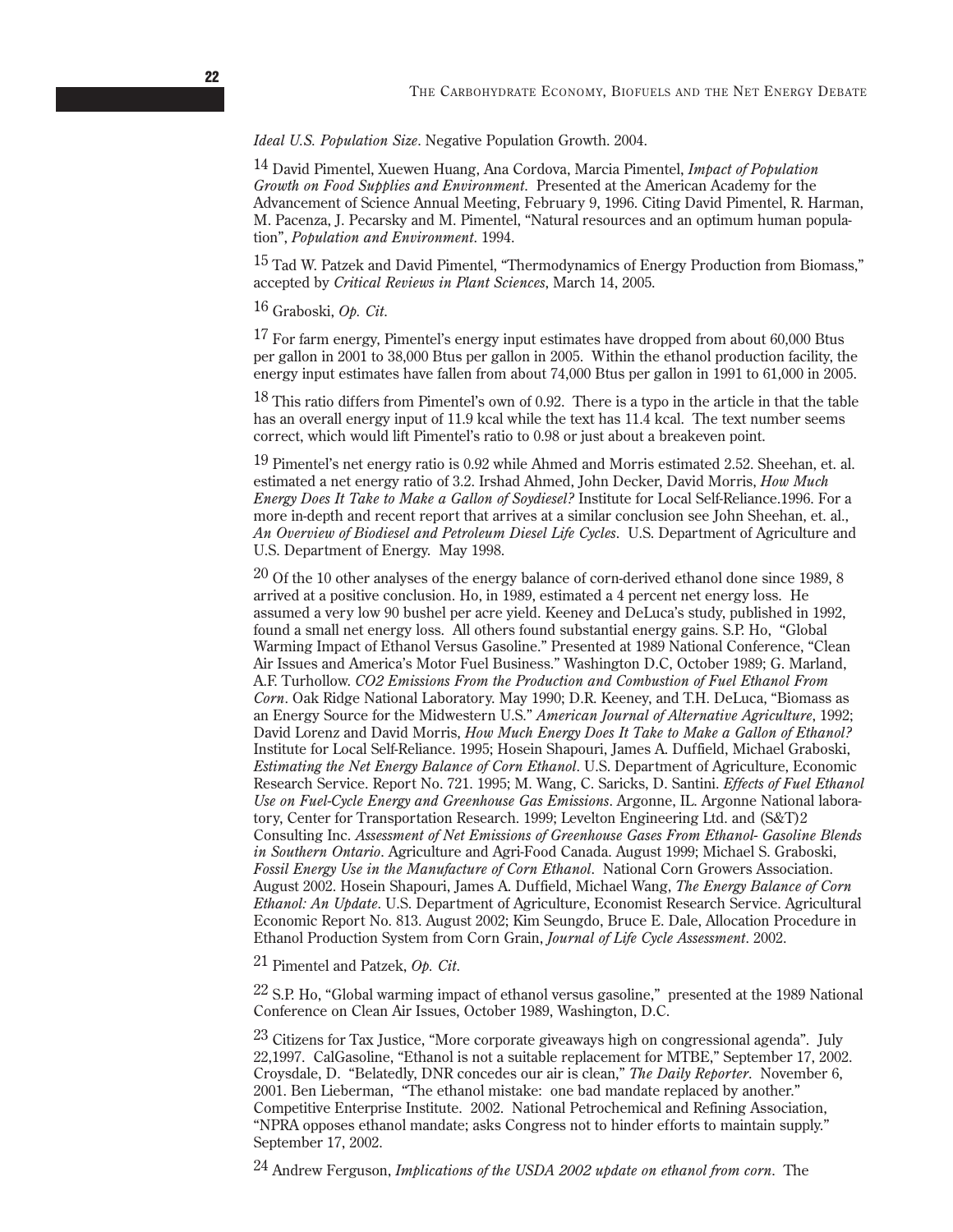*Ideal U.S. Population Size*. Negative Population Growth. 2004.

14 David Pimentel, Xuewen Huang, Ana Cordova, Marcia Pimentel, *Impact of Population Growth on Food Supplies and Environment*. Presented at the American Academy for the Advancement of Science Annual Meeting, February 9, 1996. Citing David Pimentel, R. Harman, M. Pacenza, J. Pecarsky and M. Pimentel, "Natural resources and an optimum human population", *Population and Environment*. 1994.

15 Tad W. Patzek and David Pimentel, "Thermodynamics of Energy Production from Biomass," accepted by *Critical Reviews in Plant Sciences*, March 14, 2005.

16 Graboski, *Op. Cit*.

17 For farm energy, Pimentel's energy input estimates have dropped from about 60,000 Btus per gallon in 2001 to 38,000 Btus per gallon in 2005. Within the ethanol production facility, the energy input estimates have fallen from about 74,000 Btus per gallon in 1991 to 61,000 in 2005.

18 This ratio differs from Pimentel's own of 0.92. There is a typo in the article in that the table has an overall energy input of 11.9 kcal while the text has 11.4 kcal. The text number seems correct, which would lift Pimentel's ratio to 0.98 or just about a breakeven point.

19 Pimentel's net energy ratio is 0.92 while Ahmed and Morris estimated 2.52. Sheehan, et. al. estimated a net energy ratio of 3.2. Irshad Ahmed, John Decker, David Morris, *How Much Energy Does It Take to Make a Gallon of Soydiesel?* Institute for Local Self-Reliance.1996. For a more in-depth and recent report that arrives at a similar conclusion see John Sheehan, et. al., *An Overview of Biodiesel and Petroleum Diesel Life Cycles*. U.S. Department of Agriculture and U.S. Department of Energy. May 1998.

20 Of the 10 other analyses of the energy balance of corn-derived ethanol done since 1989, 8 arrived at a positive conclusion. Ho, in 1989, estimated a 4 percent net energy loss. He assumed a very low 90 bushel per acre yield. Keeney and DeLuca's study, published in 1992, found a small net energy loss. All others found substantial energy gains. S.P. Ho, "Global Warming Impact of Ethanol Versus Gasoline." Presented at 1989 National Conference, "Clean Air Issues and America's Motor Fuel Business." Washington D.C, October 1989; G. Marland, A.F. Turhollow. *CO2 Emissions From the Production and Combustion of Fuel Ethanol From Corn*. Oak Ridge National Laboratory. May 1990; D.R. Keeney, and T.H. DeLuca, "Biomass as an Energy Source for the Midwestern U.S." *American Journal of Alternative Agriculture*, 1992; David Lorenz and David Morris, *How Much Energy Does It Take to Make a Gallon of Ethanol?* Institute for Local Self-Reliance. 1995; Hosein Shapouri, James A. Duffield, Michael Graboski, *Estimating the Net Energy Balance of Corn Ethanol*. U.S. Department of Agriculture, Economic Research Service. Report No. 721. 1995; M. Wang, C. Saricks, D. Santini. *Effects of Fuel Ethanol Use on Fuel-Cycle Energy and Greenhouse Gas Emissions*. Argonne, IL. Argonne National laboratory, Center for Transportation Research. 1999; Levelton Engineering Ltd. and (S&T)2 Consulting Inc. *Assessment of Net Emissions of Greenhouse Gases From Ethanol- Gasoline Blends in Southern Ontario*. Agriculture and Agri-Food Canada. August 1999; Michael S. Graboski, *Fossil Energy Use in the Manufacture of Corn Ethanol*. National Corn Growers Association. August 2002. Hosein Shapouri, James A. Duffield, Michael Wang, *The Energy Balance of Corn Ethanol: An Update*. U.S. Department of Agriculture, Economist Research Service. Agricultural Economic Report No. 813. August 2002; Kim Seungdo, Bruce E. Dale, Allocation Procedure in Ethanol Production System from Corn Grain, *Journal of Life Cycle Assessment*. 2002.

21 Pimentel and Patzek, *Op. Cit*.

22 S.P. Ho, "Global warming impact of ethanol versus gasoline," presented at the 1989 National Conference on Clean Air Issues, October 1989, Washington, D.C.

23 Citizens for Tax Justice, "More corporate giveaways high on congressional agenda". July 22,1997. CalGasoline, "Ethanol is not a suitable replacement for MTBE," September 17, 2002. Croysdale, D. "Belatedly, DNR concedes our air is clean," *The Daily Reporter*. November 6, 2001. Ben Lieberman, "The ethanol mistake: one bad mandate replaced by another." Competitive Enterprise Institute. 2002. National Petrochemical and Refining Association, "NPRA opposes ethanol mandate; asks Congress not to hinder efforts to maintain supply." September 17, 2002.

24 Andrew Ferguson, *Implications of the USDA 2002 update on ethanol from corn*. The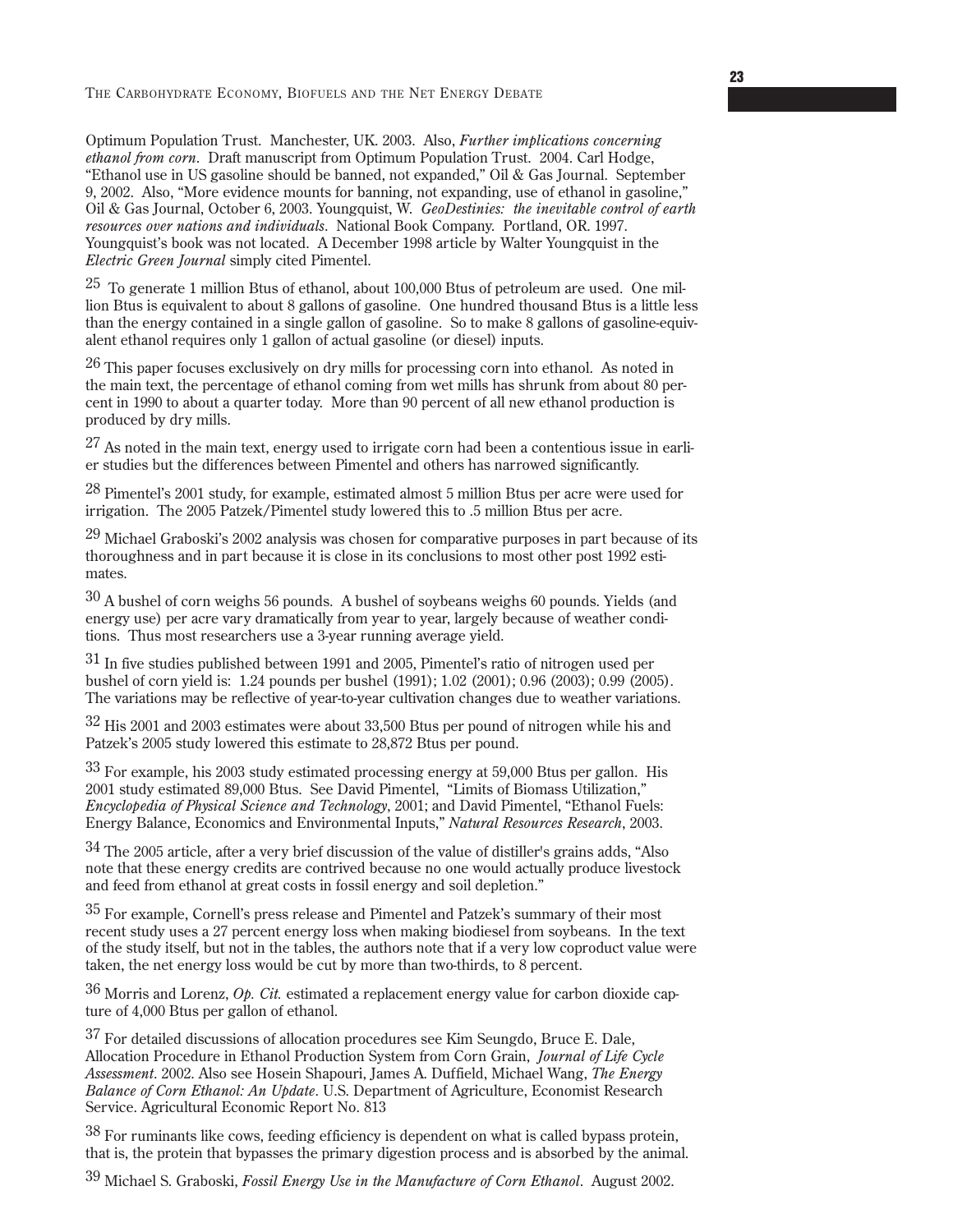Optimum Population Trust. Manchester, UK. 2003. Also, *Further implications concerning ethanol from corn*. Draft manuscript from Optimum Population Trust. 2004. Carl Hodge, "Ethanol use in US gasoline should be banned, not expanded," Oil & Gas Journal. September 9, 2002. Also, "More evidence mounts for banning, not expanding, use of ethanol in gasoline," Oil & Gas Journal, October 6, 2003. Youngquist, W. *GeoDestinies: the inevitable control of earth resources over nations and individuals*. National Book Company. Portland, OR. 1997. Youngquist's book was not located. A December 1998 article by Walter Youngquist in the *Electric Green Journal* simply cited Pimentel.

25 To generate 1 million Btus of ethanol, about 100,000 Btus of petroleum are used. One million Btus is equivalent to about 8 gallons of gasoline. One hundred thousand Btus is a little less than the energy contained in a single gallon of gasoline. So to make 8 gallons of gasoline-equivalent ethanol requires only 1 gallon of actual gasoline (or diesel) inputs.

26 This paper focuses exclusively on dry mills for processing corn into ethanol. As noted in the main text, the percentage of ethanol coming from wet mills has shrunk from about 80 percent in 1990 to about a quarter today. More than 90 percent of all new ethanol production is produced by dry mills.

27 As noted in the main text, energy used to irrigate corn had been a contentious issue in earlier studies but the differences between Pimentel and others has narrowed significantly.

28 Pimentel's 2001 study, for example, estimated almost 5 million Btus per acre were used for irrigation. The 2005 Patzek/Pimentel study lowered this to .5 million Btus per acre.

29 Michael Graboski's 2002 analysis was chosen for comparative purposes in part because of its thoroughness and in part because it is close in its conclusions to most other post 1992 estimates.

30 A bushel of corn weighs 56 pounds. A bushel of soybeans weighs 60 pounds. Yields (and energy use) per acre vary dramatically from year to year, largely because of weather conditions. Thus most researchers use a 3-year running average yield.

31 In five studies published between 1991 and 2005, Pimentel's ratio of nitrogen used per bushel of corn yield is: 1.24 pounds per bushel (1991); 1.02 (2001); 0.96 (2003); 0.99 (2005). The variations may be reflective of year-to-year cultivation changes due to weather variations.

32 His 2001 and 2003 estimates were about 33,500 Btus per pound of nitrogen while his and Patzek's 2005 study lowered this estimate to 28,872 Btus per pound.

33 For example, his 2003 study estimated processing energy at 59,000 Btus per gallon. His 2001 study estimated 89,000 Btus. See David Pimentel, "Limits of Biomass Utilization," *Encyclopedia of Physical Science and Technology*, 2001; and David Pimentel, "Ethanol Fuels: Energy Balance, Economics and Environmental Inputs," *Natural Resources Research*, 2003.

34 The 2005 article, after a very brief discussion of the value of distiller's grains adds, "Also note that these energy credits are contrived because no one would actually produce livestock and feed from ethanol at great costs in fossil energy and soil depletion."

35 For example, Cornell's press release and Pimentel and Patzek's summary of their most recent study uses a 27 percent energy loss when making biodiesel from soybeans. In the text of the study itself, but not in the tables, the authors note that if a very low coproduct value were taken, the net energy loss would be cut by more than two-thirds, to 8 percent.

36 Morris and Lorenz, *Op. Cit.* estimated a replacement energy value for carbon dioxide capture of 4,000 Btus per gallon of ethanol.

37 For detailed discussions of allocation procedures see Kim Seungdo, Bruce E. Dale, Allocation Procedure in Ethanol Production System from Corn Grain, *Journal of Life Cycle Assessment*. 2002. Also see Hosein Shapouri, James A. Duffield, Michael Wang, *The Energy Balance of Corn Ethanol: An Update*. U.S. Department of Agriculture, Economist Research Service. Agricultural Economic Report No. 813

38 For ruminants like cows, feeding efficiency is dependent on what is called bypass protein, that is, the protein that bypasses the primary digestion process and is absorbed by the animal.

39 Michael S. Graboski, *Fossil Energy Use in the Manufacture of Corn Ethanol*. August 2002.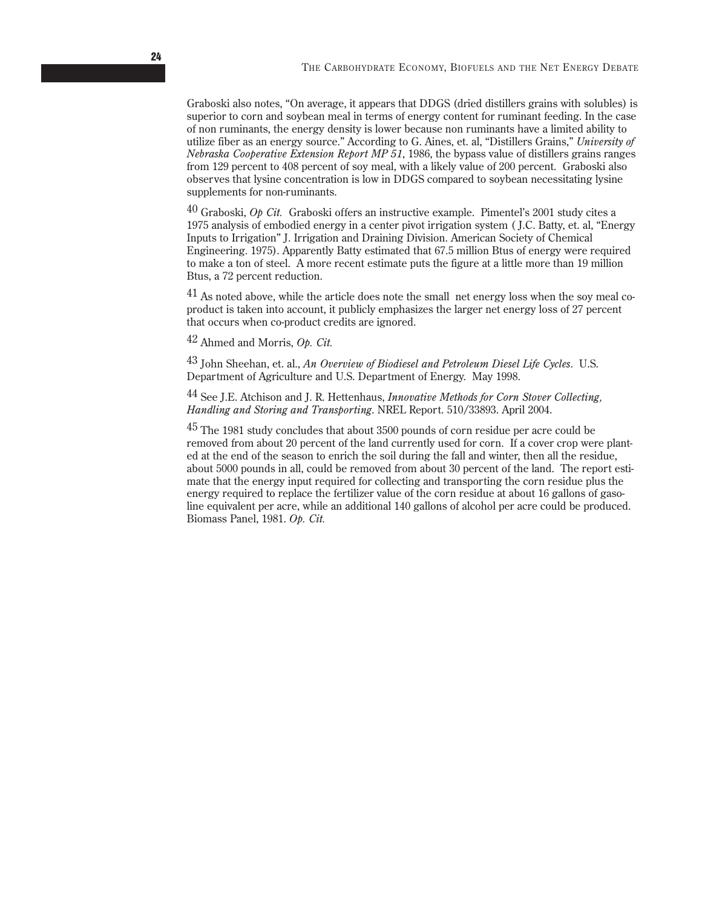Graboski also notes, “On average, it appears that DDGS (dried distillers grains with solubles) is superior to corn and soybean meal in terms of energy content for ruminant feeding. In the case of non ruminants, the energy density is lower because non ruminants have a limited ability to utilize fiber as an energy source.” According to G. Aines, et. al, “Distillers Grains,” *University of Nebraska Cooperative Extension Report MP 51*, 1986, the bypass value of distillers grains ranges from 129 percent to 408 percent of soy meal, with a likely value of 200 percent. Graboski also observes that lysine concentration is low in DDGS compared to soybean necessitating lysine supplements for non-ruminants.

[40] Graboski, *Op Cit.* Graboski offers an instructive example. Pimentel’s 2001 study cites a 1975 analysis of embodied energy in a center pivot irrigation system ( J.C. Batty, et. al, “Energy Inputs to Irrigation” J. Irrigation and Draining Division. American Society of Chemical Engineering. 1975). Apparently Batty estimated that 67.5 million Btus of energy were required to make a ton of steel. A more recent estimate puts the figure at a little more than 19 million Btus, a 72 percent reduction.

[41] As noted above, while the article does note the small net energy loss when the soy meal co-product is taken into account, it publicly emphasizes the larger net energy loss of 27 percent that occurs when co-product credits are ignored.

[42] Ahmed and Morris, *Op. Cit.*

[43] John Sheehan, et. al., *An Overview of Biodiesel and Petroleum Diesel Life Cycles*. U.S. Department of Agriculture and U.S. Department of Energy. May 1998.

[44] See J.E. Atchison and J. R. Hettenhaus, *Innovative Methods for Corn Stover Collecting, Handling and Storing and Transporting*. NREL Report. 510/33893. April 2004.

[45] The 1981 study concludes that about 3500 pounds of corn residue per acre could be removed from about 20 percent of the land currently used for corn. If a cover crop were planted at the end of the season to enrich the soil during the fall and winter, then all the residue, about 5000 pounds in all, could be removed from about 30 percent of the land. The report estimate that the energy input required for collecting and transporting the corn residue plus the energy required to replace the fertilizer value of the corn residue at about 16 gallons of gasoline equivalent per acre, while an additional 140 gallons of alcohol per acre could be produced. Biomass Panel, 1981. *Op. Cit.*